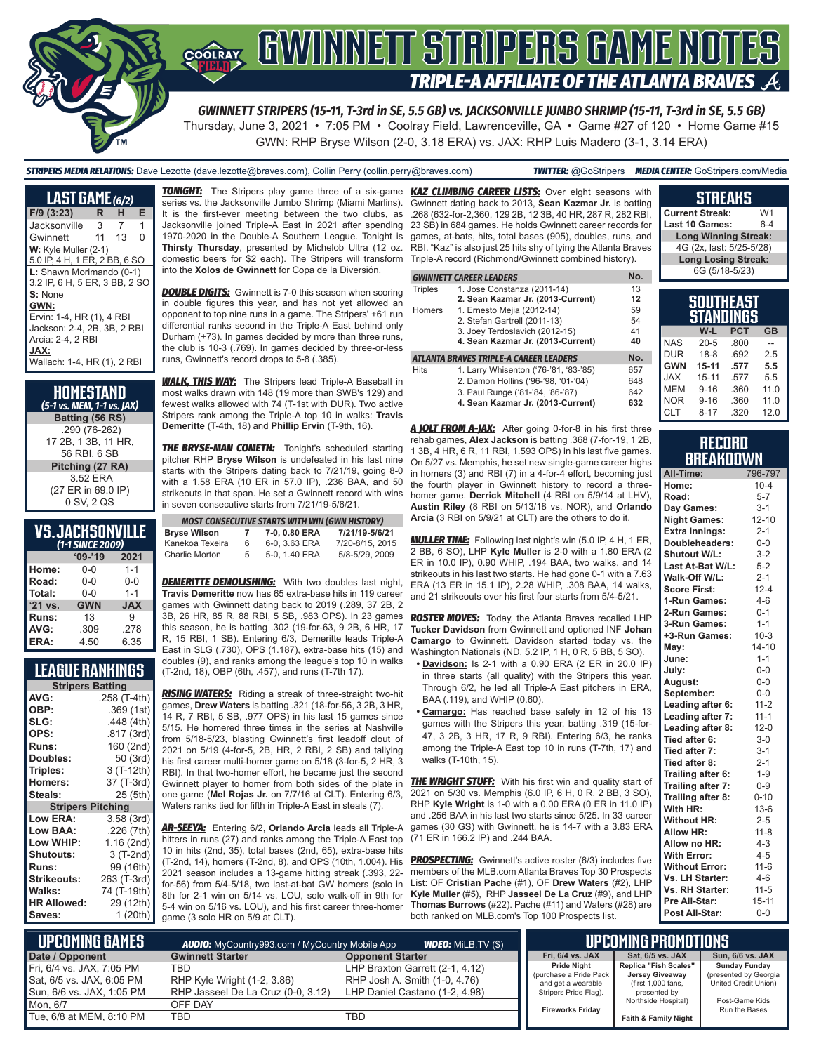# GWINNETT STRIPERS GAME NOTES

## TRIPLE-A AFFILIATE OF THE ATLANTA BRAVES

**GWINNETT STRIPERS (15-11, T-3rd in SE, 5.5 GB) vs. JACKSONVILLE JUMBO SHRIMP (15-11, T-3rd in SE, 5.5 GB)**

Thursday, June 3, 2021 • 7:05 PM • Coolray Field, Lawrenceville, GA • Game #27 of 120 • Home Game #15

GWN: RHP Bryse Wilson (2-0, 3.18 ERA) vs. JAX: RHP Luis Madero (3-1, 3.14 ERA)

**STRIPERS MEDIA RELATIONS:** Dave Lezotte (dave.lezotte@braves.com), Collin Perry (collin.perry@braves.com) **TWITTER:** @GoStripers **MEDIA CENTER:** GoStripers.com/Media

## LAST GAME (6/2)

| F/9 (3:23) | R | H | E |
|---|---|---|---|
| Jacksonville | 3 | 7 | 1 |
| Gwinnett | 11 | 13 | 0 |

**W:** Kyle Muller (2-1)
5.0 IP, 4 H, 1 ER, 2 BB, 6 SO

**L:** Shawn Morimando (0-1)
3.2 IP, 6 H, 5 ER, 3 BB, 2 SO

**S:** None

**GWN:**
Ervin: 1-4, HR (1), 4 RBI
Jackson: 2-4, 2B, 3B, 2 RBI
Arcia: 2-4, 2 RBI

**JAX:**
Wallach: 1-4, HR (1), 2 RBI

## HOMESTAND
*(5-1 vs. MEM, 1-1 vs. JAX)*

**Batting (56 RS)**
.290 (76-262)
17 2B, 1 3B, 11 HR,
56 RBI, 6 SB

**Pitching (27 RA)**
3.52 ERA
(27 ER in 69.0 IP)
0 SV, 2 QS

## VS. JACKSONVILLE
*(1-1 SINCE 2009)*

| | '09-'19 | 2021 |
|---|---|---|
| Home: | 0-0 | 1-1 |
| Road: | 0-0 | 0-0 |
| Total: | 0-0 | 1-1 |
| '21 vs. | GWN | JAX |
| Runs: | 13 | 9 |
| AVG: | .309 | .278 |
| ERA: | 4.50 | 6.35 |

## LEAGUE RANKINGS

| Stripers Batting | |
|---|---|
| AVG: | .258 (T-4th) |
| OBP: | .369 (1st) |
| SLG: | .448 (4th) |
| OPS: | .817 (3rd) |
| Runs: | 160 (2nd) |
| Doubles: | 50 (3rd) |
| Triples: | 3 (T-12th) |
| Homers: | 37 (T-3rd) |
| Steals: | 25 (5th) |
| **Stripers Pitching** | |
| Low ERA: | 3.58 (3rd) |
| Low BAA: | .226 (7th) |
| Low WHIP: | 1.16 (2nd) |
| Shutouts: | 3 (T-2nd) |
| Runs: | 99 (16th) |
| Strikeouts: | 263 (T-3rd) |
| Walks: | 74 (T-19th) |
| HR Allowed: | 29 (12th) |
| Saves: | 1 (20th) |

**TONIGHT:** The Stripers play game three of a six-game series vs. the Jacksonville Jumbo Shrimp (Miami Marlins). It is the first-ever meeting between the two clubs, as Jacksonville joined Triple-A East in 2021 after spending 1970-2020 in the Double-A Southern League. Tonight is **Thirsty Thursday**, presented by Michelob Ultra (12 oz. domestic beers for $2 each). The Stripers will transform into the **Xolos de Gwinnett** for Copa de la Diversión.

**DOUBLE DIGITS:** Gwinnett is 7-0 this season when scoring in double figures this year, and has not yet allowed an opponent to top nine runs in a game. The Stripers' +61 run differential ranks second in the Triple-A East behind only Durham (+73). In games decided by more than three runs, the club is 10-3 (.769). In games decided by three-or-less runs, Gwinnett's record drops to 5-8 (.385).

**WALK, THIS WAY:** The Stripers lead Triple-A Baseball in most walks drawn with 148 (19 more than SWB's 129) and fewest walks allowed with 74 (T-1st with DUR). Two active Stripers rank among the Triple-A top 10 in walks: **Travis Demeritte** (T-4th, 18) and **Phillip Ervin** (T-9th, 16).

**THE BRYSE-MAN COMETH:** Tonight's scheduled starting pitcher RHP **Bryse Wilson** is undefeated in his last nine starts with the Stripers dating back to 7/21/19, going 8-0 with a 1.58 ERA (10 ER in 57.0 IP), .236 BAA, and 50 strikeouts in that span. He set a Gwinnett record with wins in seven consecutive starts from 7/21/19-5/6/21.

| MOST CONSECUTIVE STARTS WITH WIN (GWN HISTORY) | | | |
|---|---|---|---|
| **Bryse Wilson** | **7** | **7-0, 0.80 ERA** | **7/21/19-5/6/21** |
| Kanekoa Texeira | 6 | 6-0, 3.63 ERA | 7/20-8/15, 2015 |
| Charlie Morton | 5 | 5-0, 1.40 ERA | 5/8-5/29, 2009 |

**DEMERITTE DEMOLISHING:** With two doubles last night, **Travis Demeritte** now has 65 extra-base hits in 119 career games with Gwinnett dating back to 2019 (.289, 37 2B, 2 3B, 26 HR, 85 R, 88 RBI, 5 SB, .983 OPS). In 23 games this season, he is batting .302 (19-for-63, 9 2B, 6 HR, 17 R, 15 RBI, 1 SB). Entering 6/3, Demeritte leads Triple-A East in SLG (.730), OPS (1.187), extra-base hits (15) and doubles (9), and ranks among the league's top 10 in walks (T-2nd, 18), OBP (6th, .457), and runs (T-7th 17).

**RISING WATERS:** Riding a streak of three-straight two-hit games, **Drew Waters** is batting .321 (18-for-56, 3 2B, 3 HR, 14 R, 7 RBI, 5 SB, .977 OPS) in his last 15 games since 5/15. He homered three times in the series at Nashville from 5/18-5/23, blasting Gwinnett's first leadoff clout of 2021 on 5/19 (4-for-5, 2B, HR, 2 RBI, 2 SB) and tallying his first career multi-homer game on 5/18 (3-for-5, 2 HR, 3 RBI). In that two-homer effort, he became just the second Gwinnett player to homer from both sides of the plate in one game (**Mel Rojas Jr.** on 7/17/16 at CLT). Entering 6/3, Waters ranks tied for fifth in Triple-A East in steals (7).

**AR-SEEYA:** Entering 6/2, **Orlando Arcia** leads all Triple-A hitters in runs (27) and ranks among the Triple-A East top 10 in hits (2nd, 35), total bases (2nd, 65), extra-base hits (T-2nd, 14), homers (T-2nd, 8), and OPS (10th, 1.004). His 2021 season includes a 13-game hitting streak (.393, 22-for-56) from 5/4-5/18, two last-at-bat GW homers (solo in 8th for 2-1 win on 5/14 vs. LOU, solo walk-off in 9th for 5-4 win on 5/16 vs. LOU), and his first career three-homer game (3 solo HR on 5/9 at CLT).

**KAZ CLIMBING CAREER LISTS:** Over eight seasons with Gwinnett dating back to 2013, **Sean Kazmar Jr.** is batting .268 (632-for-2,360, 129 2B, 12 3B, 40 HR, 287 R, 282 RBI, 23 SB) in 684 games. He holds Gwinnett career records for games, at-bats, hits, total bases (905), doubles, runs, and RBI. "Kaz" is also just 25 hits shy of tying the Atlanta Braves Triple-A record (Richmond/Gwinnett combined history).

| GWINNETT CAREER LEADERS | | No. |
|---|---|---|
| Triples | 1. Jose Constanza (2011-14) | 13 |
| | **2. Sean Kazmar Jr. (2013-Current)** | **12** |
| Homers | 1. Ernesto Mejia (2012-14) | 59 |
| | 2. Stefan Gartrell (2011-13) | 54 |
| | 3. Joey Terdoslavich (2012-15) | 41 |
| | **4. Sean Kazmar Jr. (2013-Current)** | **40** |
| **ATLANTA BRAVES TRIPLE-A CAREER LEADERS** | | **No.** |
| Hits | 1. Larry Whisenton ('76-'81, '83-'85) | 657 |
| | 2. Damon Hollins ('96-'98, '01-'04) | 648 |
| | 3. Paul Runge ('81-'84, '86-'87) | 642 |
| | **4. Sean Kazmar Jr. (2013-Current)** | **632** |

**A JOLT FROM A-JAX:** After going 0-for-8 in his first three rehab games, **Alex Jackson** is batting .368 (7-for-19, 1 2B, 1 3B, 4 HR, 6 R, 11 RBI, 1.593 OPS) in his last five games. On 5/27 vs. Memphis, he set new single-game career highs in homers (3) and RBI (7) in a 4-for-4 effort, becoming just the fourth player in Gwinnett history to record a three-homer game. **Derrick Mitchell** (4 RBI on 5/9/14 at LHV), **Austin Riley** (8 RBI on 5/13/18 vs. NOR), and **Orlando Arcia** (3 RBI on 5/9/21 at CLT) are the others to do it.

**MULLER TIME:** Following last night's win (5.0 IP, 4 H, 1 ER, 2 BB, 6 SO), LHP **Kyle Muller** is 2-0 with a 1.80 ERA (2 ER in 10.0 IP), 0.90 WHIP, .194 BAA, two walks, and 14 strikeouts in his last two starts. He had gone 0-1 with a 7.63 ERA (13 ER in 15.1 IP), 2.28 WHIP, .308 BAA, 14 walks, and 21 strikeouts over his first four starts from 5/4-5/21.

**ROSTER MOVES:** Today, the Atlanta Braves recalled LHP **Tucker Davidson** from Gwinnett and optioned INF **Johan Camargo** to Gwinnett. Davidson started today vs. the Washington Nationals (ND, 5.2 IP, 1 H, 0 R, 5 BB, 5 SO).

- **Davidson:** Is 2-1 with a 0.90 ERA (2 ER in 20.0 IP) in three starts (all quality) with the Stripers this year. Through 6/2, he led all Triple-A East pitchers in ERA, BAA (.119), and WHIP (0.60).
- **Camargo:** Has reached base safely in 12 of his 13 games with the Stripers this year, batting .319 (15-for-47, 3 2B, 3 HR, 17 R, 9 RBI). Entering 6/3, he ranks among the Triple-A East top 10 in runs (T-7th, 17) and walks (T-10th, 15).

**THE WRIGHT STUFF:** With his first win and quality start of 2021 on 5/30 vs. Memphis (6.0 IP, 6 H, 0 R, 2 BB, 3 SO), RHP **Kyle Wright** is 1-0 with a 0.00 ERA (0 ER in 11.0 IP) and .256 BAA in his last two starts since 5/25. In 33 career games (30 GS) with Gwinnett, he is 14-7 with a 3.83 ERA (71 ER in 166.2 IP) and .244 BAA.

**PROSPECTING:** Gwinnett's active roster (6/3) includes five members of the MLB.com Atlanta Braves Top 30 Prospects List: OF **Cristian Pache** (#1), OF **Drew Waters** (#2), LHP **Kyle Muller** (#5), RHP **Jasseel De La Cruz** (#9), and LHP **Thomas Burrows** (#22). Pache (#11) and Waters (#28) are both ranked on MLB.com's Top 100 Prospects List.

## STREAKS

| | |
|---|---|
| Current Streak: | W1 |
| Last 10 Games: | 6-4 |
| **Long Winning Streak:** | |
| 4G (2x, last: 5/25-5/28) | |
| **Long Losing Streak:** | |
| 6G (5/18-5/23) | |

## SOUTHEAST STANDINGS

| | W-L | PCT | GB |
|---|---|---|---|
| NAS | 20-5 | .800 | -- |
| DUR | 18-8 | .692 | 2.5 |
| **GWN** | **15-11** | **.577** | **5.5** |
| JAX | 15-11 | .577 | 5.5 |
| MEM | 9-16 | .360 | 11.0 |
| NOR | 9-16 | .360 | 11.0 |
| CLT | 8-17 | .320 | 12.0 |

## RECORD BREAKDOWN

| | |
|---|---|
| All-Time: | 796-797 |
| Home: | 10-4 |
| Road: | 5-7 |
| Day Games: | 3-1 |
| Night Games: | 12-10 |
| Extra Innings: | 2-1 |
| Doubleheaders: | 0-0 |
| Shutout W/L: | 3-2 |
| Last At-Bat W/L: | 5-2 |
| Walk-Off W/L: | 2-1 |
| Score First: | 12-4 |
| 1-Run Games: | 4-6 |
| 2-Run Games: | 0-1 |
| 3-Run Games: | 1-1 |
| +3-Run Games: | 10-3 |
| May: | 14-10 |
| June: | 1-1 |
| July: | 0-0 |
| August: | 0-0 |
| September: | 0-0 |
| Leading after 6: | 11-2 |
| Leading after 7: | 11-1 |
| Leading after 8: | 12-0 |
| Tied after 6: | 3-0 |
| Tied after 7: | 3-1 |
| Tied after 8: | 2-1 |
| Trailing after 6: | 1-9 |
| Trailing after 7: | 0-9 |
| Trailing after 8: | 0-10 |
| With HR: | 13-6 |
| Without HR: | 2-5 |
| Allow HR: | 11-8 |
| Allow no HR: | 4-3 |
| With Error: | 4-5 |
| Without Error: | 11-6 |
| Vs. LH Starter: | 4-6 |
| Vs. RH Starter: | 11-5 |
| Pre All-Star: | 15-11 |
| Post All-Star: | 0-0 |

## UPCOMING GAMES

**AUDIO:** MyCountry993.com / MyCountry Mobile App **VIDEO:** MiLB.TV ($)

| Date / Opponent | Gwinnett Starter | Opponent Starter |
|---|---|---|
| Fri, 6/4 vs. JAX, 7:05 PM | TBD | LHP Braxton Garrett (2-1, 4.12) |
| Sat, 6/5 vs. JAX, 6:05 PM | RHP Kyle Wright (1-2, 3.86) | RHP Josh A. Smith (1-0, 4.76) |
| Sun, 6/6 vs. JAX, 1:05 PM | RHP Jasseel De La Cruz (0-0, 3.12) | LHP Daniel Castano (1-2, 4.98) |
| Mon, 6/7 | OFF DAY | |
| Tue, 6/8 at MEM, 8:10 PM | TBD | TBD |

## UPCOMING PROMOTIONS

| Fri, 6/4 vs. JAX | Sat, 6/5 vs. JAX | Sun, 6/6 vs. JAX |
|---|---|---|
| Pride Night (purchase a Pride Pack and get a wearable Stripers Pride Flag). Fireworks Friday | Replica "Fish Scales" Jersey Giveaway (first 1,000 fans, presented by Northside Hospital) Faith & Family Night | Sunday Funday (presented by Georgia United Credit Union) Post-Game Kids Run the Bases |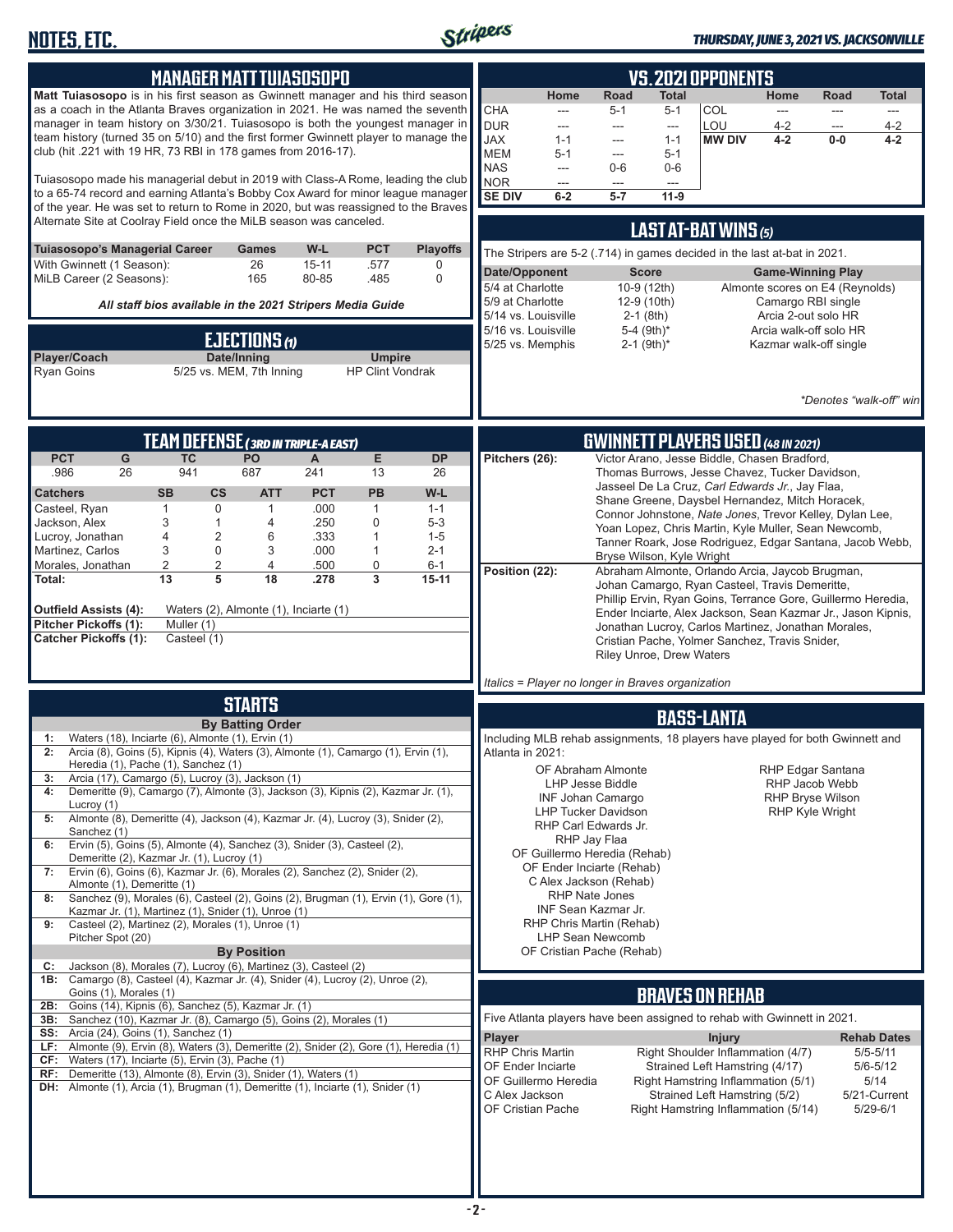## MANAGER MATT TUIASOSOPO

**Matt Tuiasosopo** is in his first season as Gwinnett manager and his third season as a coach in the Atlanta Braves organization in 2021. He was named the seventh manager in team history on 3/30/21. Tuiasosopo is both the youngest manager in team history (turned 35 on 5/10) and the first former Gwinnett player to manage the club (hit .221 with 19 HR, 73 RBI in 178 games from 2016-17).

Tuiasosopo made his managerial debut in 2019 with Class-A Rome, leading the club to a 65-74 record and earning Atlanta's Bobby Cox Award for minor league manager of the year. He was set to return to Rome in 2020, but was reassigned to the Braves Alternate Site at Coolray Field once the MiLB season was canceled.

| Tuiasosopo's Managerial Career | Games | W-L | PCT | Playoffs |
|---|---|---|---|---|
| With Gwinnett (1 Season): | 26 | 15-11 | .577 | 0 |
| MiLB Career (2 Seasons): | 165 | 80-85 | .485 | 0 |

*All staff bios available in the 2021 Stripers Media Guide*

## EJECTIONS (1)

| Player/Coach | Date/Inning | Umpire |
|---|---|---|
| Ryan Goins | 5/25 vs. MEM, 7th Inning | HP Clint Vondrak |

## VS. 2021 OPPONENTS

| | Home | Road | Total | | Home | Road | Total |
|---|---|---|---|---|---|---|---|
| CHA | --- | 5-1 | 5-1 | COL | --- | --- | --- |
| DUR | --- | --- | --- | LOU | 4-2 | --- | 4-2 |
| JAX | 1-1 | --- | 1-1 | MW DIV | 4-2 | 0-0 | 4-2 |
| MEM | 5-1 | --- | 5-1 | | | | |
| NAS | --- | 0-6 | 0-6 | | | | |
| NOR | --- | --- | --- | | | | |
| SE DIV | 6-2 | 5-7 | 11-9 | | | | |

## LAST AT-BAT WINS (5)

The Stripers are 5-2 (.714) in games decided in the last at-bat in 2021.

| Date/Opponent | Score | Game-Winning Play |
|---|---|---|
| 5/4 at Charlotte | 10-9 (12th) | Almonte scores on E4 (Reynolds) |
| 5/9 at Charlotte | 12-9 (10th) | Camargo RBI single |
| 5/14 vs. Louisville | 2-1 (8th) | Arcia 2-out solo HR |
| 5/16 vs. Louisville | 5-4 (9th)* | Arcia walk-off solo HR |
| 5/25 vs. Memphis | 2-1 (9th)* | Kazmar walk-off single |

*\*Denotes "walk-off" win*

## TEAM DEFENSE (3RD IN TRIPLE-A EAST)

| PCT | G | TC | PO | A | E | DP |
|---|---|---|---|---|---|---|
| .986 | 26 | 941 | 687 | 241 | 13 | 26 |

| Catchers | SB | CS | ATT | PCT | PB | W-L |
|---|---|---|---|---|---|---|
| Casteel, Ryan | 1 | 0 | 1 | .000 | 1 | 1-1 |
| Jackson, Alex | 3 | 1 | 4 | .250 | 0 | 5-3 |
| Lucroy, Jonathan | 4 | 2 | 6 | .333 | 1 | 1-5 |
| Martinez, Carlos | 3 | 0 | 3 | .000 | 1 | 2-1 |
| Morales, Jonathan | 2 | 2 | 4 | .500 | 0 | 6-1 |
| **Total:** | **13** | **5** | **18** | **.278** | **3** | **15-11** |

**Outfield Assists (4):** Waters (2), Almonte (1), Inciarte (1)
**Pitcher Pickoffs (1):** Muller (1)
**Catcher Pickoffs (1):** Casteel (1)

## GWINNETT PLAYERS USED (48 IN 2021)

**Pitchers (26):** Victor Arano, Jesse Biddle, Chasen Bradford, Thomas Burrows, Jesse Chavez, Tucker Davidson, Jasseel De La Cruz, *Carl Edwards Jr.*, Jay Flaa, Shane Greene, Daysbel Hernandez, Mitch Horacek, Connor Johnstone, *Nate Jones*, Trevor Kelley, Dylan Lee, Yoan Lopez, Chris Martin, Kyle Muller, Sean Newcomb, Tanner Roark, Jose Rodriguez, Edgar Santana, Jacob Webb, Bryse Wilson, Kyle Wright

**Position (22):** Abraham Almonte, Orlando Arcia, Jaycob Brugman, Johan Camargo, Ryan Casteel, Travis Demeritte, Phillip Ervin, Ryan Goins, Terrance Gore, Guillermo Heredia, Ender Inciarte, Alex Jackson, Sean Kazmar Jr., Jason Kipnis, Jonathan Lucroy, Carlos Martinez, Jonathan Morales, Cristian Pache, Yolmer Sanchez, Travis Snider, Riley Unroe, Drew Waters

*Italics = Player no longer in Braves organization*

## STARTS

**By Batting Order**

- **1:** Waters (18), Inciarte (6), Almonte (1), Ervin (1)
- **2:** Arcia (8), Goins (5), Kipnis (4), Waters (3), Almonte (1), Camargo (1), Ervin (1), Heredia (1), Pache (1), Sanchez (1)
- **3:** Arcia (17), Camargo (5), Lucroy (3), Jackson (1)
- **4:** Demeritte (9), Camargo (7), Almonte (3), Jackson (3), Kipnis (2), Kazmar Jr. (1), Lucroy (1)
- **5:** Almonte (8), Demeritte (4), Jackson (4), Kazmar Jr. (4), Lucroy (3), Snider (2), Sanchez (1)
- **6:** Ervin (5), Goins (5), Almonte (4), Sanchez (3), Snider (3), Casteel (2), Demeritte (2), Kazmar Jr. (1), Lucroy (1)
- **7:** Ervin (6), Goins (6), Kazmar Jr. (6), Morales (2), Sanchez (2), Snider (2), Almonte (1), Demeritte (1)
- **8:** Sanchez (9), Morales (6), Casteel (2), Goins (2), Brugman (1), Ervin (1), Gore (1), Kazmar Jr. (1), Martinez (1), Snider (1), Unroe (1)
- **9:** Casteel (2), Martinez (2), Morales (1), Unroe (1), Pitcher Spot (20)

**By Position**

- **C:** Jackson (8), Morales (7), Lucroy (6), Martinez (3), Casteel (2)
- **1B:** Camargo (8), Casteel (4), Kazmar Jr. (4), Snider (4), Lucroy (2), Unroe (2), Goins (1), Morales (1)
- **2B:** Goins (14), Kipnis (6), Sanchez (5), Kazmar Jr. (1)
- **3B:** Sanchez (10), Kazmar Jr. (8), Camargo (5), Goins (2), Morales (1)
- **SS:** Arcia (24), Goins (1), Sanchez (1)
- **LF:** Almonte (9), Ervin (8), Waters (3), Demeritte (2), Snider (2), Gore (1), Heredia (1)
- **CF:** Waters (17), Inciarte (5), Ervin (3), Pache (1)
- **RF:** Demeritte (13), Almonte (8), Ervin (3), Snider (1), Waters (1)
- **DH:** Almonte (1), Arcia (1), Brugman (1), Demeritte (1), Inciarte (1), Snider (1)

## BASS-LANTA

Including MLB rehab assignments, 18 players have played for both Gwinnett and Atlanta in 2021:

- OF Abraham Almonte
- LHP Jesse Biddle
- INF Johan Camargo
- LHP Tucker Davidson
- RHP Carl Edwards Jr.
- RHP Jay Flaa
- OF Guillermo Heredia (Rehab)
- OF Ender Inciarte (Rehab)
- C Alex Jackson (Rehab)
- RHP Nate Jones
- INF Sean Kazmar Jr.
- RHP Chris Martin (Rehab)
- LHP Sean Newcomb
- OF Cristian Pache (Rehab)
- RHP Edgar Santana
- RHP Jacob Webb
- RHP Bryse Wilson
- RHP Kyle Wright

## BRAVES ON REHAB

Five Atlanta players have been assigned to rehab with Gwinnett in 2021.

| Player | Injury | Rehab Dates |
|---|---|---|
| RHP Chris Martin | Right Shoulder Inflammation (4/7) | 5/5-5/11 |
| OF Ender Inciarte | Strained Left Hamstring (4/17) | 5/6-5/12 |
| OF Guillermo Heredia | Right Hamstring Inflammation (5/1) | 5/14 |
| C Alex Jackson | Strained Left Hamstring (5/2) | 5/21-Current |
| OF Cristian Pache | Right Hamstring Inflammation (5/14) | 5/29-6/1 |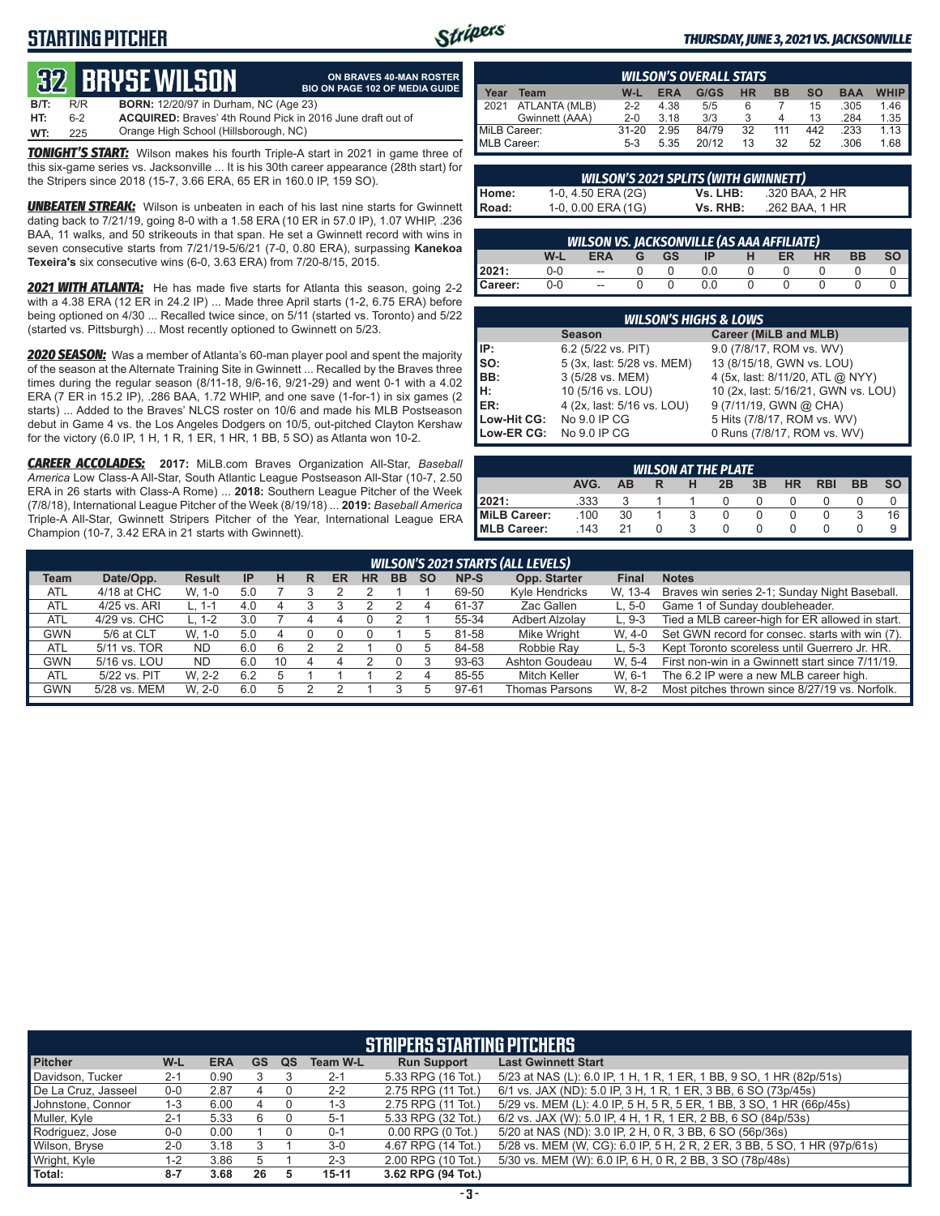## STARTING PITCHER

*THURSDAY, JUNE 3, 2021 VS. JACKSONVILLE*

# 32 BRYSE WILSON

**ON BRAVES 40-MAN ROSTER**
**BIO ON PAGE 102 OF MEDIA GUIDE**

| | | |
|---|---|---|
| **B/T:** | R/R | **BORN:** 12/20/97 in Durham, NC (Age 23) |
| **HT:** | 6-2 | **ACQUIRED:** Braves' 4th Round Pick in 2016 June draft out of |
| **WT:** | 225 | Orange High School (Hillsborough, NC) |

***TONIGHT'S START:*** Wilson makes his fourth Triple-A start in 2021 in game three of this six-game series vs. Jacksonville ... It is his 30th career appearance (28th start) for the Stripers since 2018 (15-7, 3.66 ERA, 65 ER in 160.0 IP, 159 SO).

***UNBEATEN STREAK:*** Wilson is unbeaten in each of his last nine starts for Gwinnett dating back to 7/21/19, going 8-0 with a 1.58 ERA (10 ER in 57.0 IP), 1.07 WHIP, .236 BAA, 11 walks, and 50 strikeouts in that span. He set a Gwinnett record with wins in seven consecutive starts from 7/21/19-5/6/21 (7-0, 0.80 ERA), surpassing **Kanekoa Texeira's** six consecutive wins (6-0, 3.63 ERA) from 7/20-8/15, 2015.

***2021 WITH ATLANTA:*** He has made five starts for Atlanta this season, going 2-2 with a 4.38 ERA (12 ER in 24.2 IP) ... Made three April starts (1-2, 6.75 ERA) before being optioned on 4/30 ... Recalled twice since, on 5/11 (started vs. Toronto) and 5/22 (started vs. Pittsburgh) ... Most recently optioned to Gwinnett on 5/23.

***2020 SEASON:*** Was a member of Atlanta's 60-man player pool and spent the majority of the season at the Alternate Training Site in Gwinnett ... Recalled by the Braves three times during the regular season (8/11-18, 9/6-16, 9/21-29) and went 0-1 with a 4.02 ERA (7 ER in 15.2 IP), .286 BAA, 1.72 WHIP, and one save (1-for-1) in six games (2 starts) ... Added to the Braves' NLCS roster on 10/6 and made his MLB Postseason debut in Game 4 vs. the Los Angeles Dodgers on 10/5, out-pitched Clayton Kershaw for the victory (6.0 IP, 1 H, 1 R, 1 ER, 1 HR, 1 BB, 5 SO) as Atlanta won 10-2.

***CAREER ACCOLADES:*** **2017:** MiLB.com Braves Organization All-Star, *Baseball America* Low Class-A All-Star, South Atlantic League Postseason All-Star (10-7, 2.50 ERA in 26 starts with Class-A Rome) ... **2018:** Southern League Pitcher of the Week (7/8/18), International League Pitcher of the Week (8/19/18) ... **2019:** *Baseball America* Triple-A All-Star, Gwinnett Stripers Pitcher of the Year, International League ERA Champion (10-7, 3.42 ERA in 21 starts with Gwinnett).

### WILSON'S OVERALL STATS

| Year | Team | W-L | ERA | G/GS | HR | BB | SO | BAA | WHIP |
|---|---|---|---|---|---|---|---|---|---|
| 2021 | ATLANTA (MLB) | 2-2 | 4.38 | 5/5 | 6 | 7 | 15 | .305 | 1.46 |
| | Gwinnett (AAA) | 2-0 | 3.18 | 3/3 | 3 | 4 | 13 | .284 | 1.35 |
| MiLB Career: | | 31-20 | 2.95 | 84/79 | 32 | 111 | 442 | .233 | 1.13 |
| MLB Career: | | 5-3 | 5.35 | 20/12 | 13 | 32 | 52 | .306 | 1.68 |

### WILSON'S 2021 SPLITS (WITH GWINNETT)

| | | | |
|---|---|---|---|
| **Home:** | 1-0, 4.50 ERA (2G) | **Vs. LHB:** | .320 BAA, 2 HR |
| **Road:** | 1-0, 0.00 ERA (1G) | **Vs. RHB:** | .262 BAA, 1 HR |

### WILSON VS. JACKSONVILLE (AS AAA AFFILIATE)

| | W-L | ERA | G | GS | IP | H | ER | HR | BB | SO |
|---|---|---|---|---|---|---|---|---|---|---|
| **2021:** | 0-0 | -- | 0 | 0 | 0.0 | 0 | 0 | 0 | 0 | 0 |
| **Career:** | 0-0 | -- | 0 | 0 | 0.0 | 0 | 0 | 0 | 0 | 0 |

### WILSON'S HIGHS & LOWS

| | Season | Career (MiLB and MLB) |
|---|---|---|
| **IP:** | 6.2 (5/22 vs. PIT) | 9.0 (7/8/17, ROM vs. WV) |
| **SO:** | 5 (3x, last: 5/28 vs. MEM) | 13 (8/15/18, GWN vs. LOU) |
| **BB:** | 3 (5/28 vs. MEM) | 4 (5x, last: 8/11/20, ATL @ NYY) |
| **H:** | 10 (5/16 vs. LOU) | 10 (2x, last: 5/16/21, GWN vs. LOU) |
| **ER:** | 4 (2x, last: 5/16 vs. LOU) | 9 (7/11/19, GWN @ CHA) |
| **Low-Hit CG:** | No 9.0 IP CG | 5 Hits (7/8/17, ROM vs. WV) |
| **Low-ER CG:** | No 9.0 IP CG | 0 Runs (7/8/17, ROM vs. WV) |

### WILSON AT THE PLATE

| | AVG. | AB | R | H | 2B | 3B | HR | RBI | BB | SO |
|---|---|---|---|---|---|---|---|---|---|---|
| **2021:** | .333 | 3 | 1 | 1 | 0 | 0 | 0 | 0 | 0 | 0 |
| **MiLB Career:** | .100 | 30 | 1 | 3 | 0 | 0 | 0 | 0 | 3 | 16 |
| **MLB Career:** | .143 | 21 | 0 | 3 | 0 | 0 | 0 | 0 | 0 | 9 |

### WILSON'S 2021 STARTS (ALL LEVELS)

| Team | Date/Opp. | Result | IP | H | R | ER | HR | BB | SO | NP-S | Opp. Starter | Final | Notes |
|---|---|---|---|---|---|---|---|---|---|---|---|---|---|
| ATL | 4/18 at CHC | W, 1-0 | 5.0 | 7 | 3 | 2 | 2 | 1 | 1 | 69-50 | Kyle Hendricks | W, 13-4 | Braves win series 2-1; Sunday Night Baseball. |
| ATL | 4/25 vs. ARI | L, 1-1 | 4.0 | 4 | 3 | 3 | 2 | 2 | 4 | 61-37 | Zac Gallen | L, 5-0 | Game 1 of Sunday doubleheader. |
| ATL | 4/29 vs. CHC | L, 1-2 | 3.0 | 7 | 4 | 4 | 0 | 2 | 1 | 55-34 | Adbert Alzolay | L, 9-3 | Tied a MLB career-high for ER allowed in start. |
| GWN | 5/6 at CLT | W, 1-0 | 5.0 | 4 | 0 | 0 | 0 | 1 | 5 | 81-58 | Mike Wright | W, 4-0 | Set GWN record for consec. starts with win (7). |
| ATL | 5/11 vs. TOR | ND | 6.0 | 6 | 2 | 2 | 1 | 0 | 5 | 84-58 | Robbie Ray | L, 5-3 | Kept Toronto scoreless until Guerrero Jr. HR. |
| GWN | 5/16 vs. LOU | ND | 6.0 | 10 | 4 | 4 | 2 | 0 | 3 | 93-63 | Ashton Goudeau | W, 5-4 | First non-win in a Gwinnett start since 7/11/19. |
| ATL | 5/22 vs. PIT | W, 2-2 | 6.2 | 5 | 1 | 1 | 1 | 2 | 4 | 85-55 | Mitch Keller | W, 6-1 | The 6.2 IP were a new MLB career high. |
| GWN | 5/28 vs. MEM | W, 2-0 | 6.0 | 5 | 2 | 2 | 1 | 3 | 5 | 97-61 | Thomas Parsons | W, 8-2 | Most pitches thrown since 8/27/19 vs. Norfolk. |

### STRIPERS STARTING PITCHERS

| Pitcher | W-L | ERA | GS | QS | Team W-L | Run Support | Last Gwinnett Start |
|---|---|---|---|---|---|---|---|
| Davidson, Tucker | 2-1 | 0.90 | 3 | 3 | 2-1 | 5.33 RPG (16 Tot.) | 5/23 at NAS (L): 6.0 IP, 1 H, 1 R, 1 ER, 1 BB, 9 SO, 1 HR (82p/51s) |
| De La Cruz, Jasseel | 0-0 | 2.87 | 4 | 0 | 2-2 | 2.75 RPG (11 Tot.) | 6/1 vs. JAX (ND): 5.0 IP, 3 H, 1 R, 1 ER, 3 BB, 6 SO (73p/45s) |
| Johnstone, Connor | 1-3 | 6.00 | 4 | 0 | 1-3 | 2.75 RPG (11 Tot.) | 5/29 vs. MEM (L): 4.0 IP, 5 H, 5 R, 5 ER, 1 BB, 3 SO, 1 HR (66p/45s) |
| Muller, Kyle | 2-1 | 5.33 | 6 | 0 | 5-1 | 5.33 RPG (32 Tot.) | 6/2 vs. JAX (W): 5.0 IP, 4 H, 1 R, 1 ER, 2 BB, 6 SO (84p/53s) |
| Rodriguez, Jose | 0-0 | 0.00 | 1 | 0 | 0-1 | 0.00 RPG (0 Tot.) | 5/20 at NAS (ND): 3.0 IP, 2 H, 0 R, 3 BB, 6 SO (56p/36s) |
| Wilson, Bryse | 2-0 | 3.18 | 3 | 1 | 3-0 | 4.67 RPG (14 Tot.) | 5/28 vs. MEM (W, CG): 6.0 IP, 5 H, 2 R, 2 ER, 3 BB, 5 SO, 1 HR (97p/61s) |
| Wright, Kyle | 1-2 | 3.86 | 5 | 1 | 2-3 | 2.00 RPG (10 Tot.) | 5/30 vs. MEM (W): 6.0 IP, 6 H, 0 R, 2 BB, 3 SO (78p/48s) |
| **Total:** | **8-7** | **3.68** | **26** | **5** | **15-11** | **3.62 RPG (94 Tot.)** | |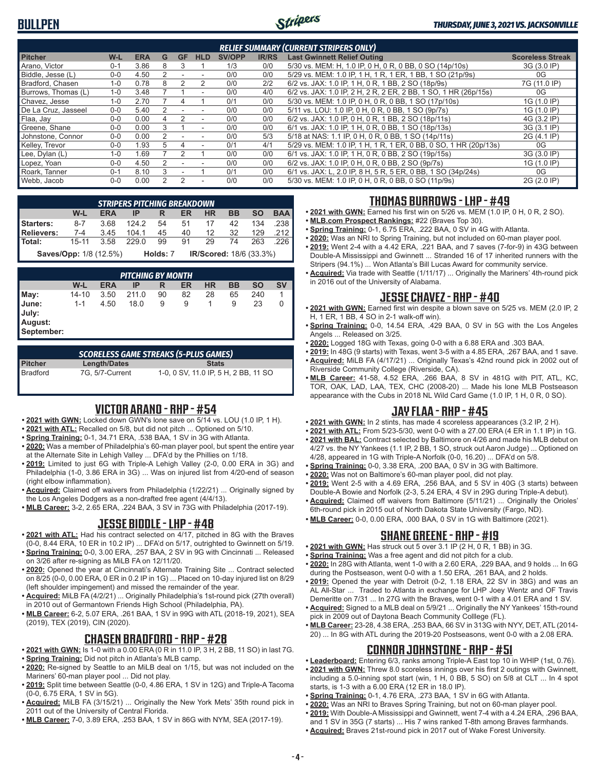# BULLPEN

### RELIEF SUMMARY (CURRENT STRIPERS ONLY)

| Pitcher | W-L | ERA | G | GF | HLD | SV/OPP | IR/RS | Last Gwinnett Relief Outing | Scoreless Streak |
|---|---|---|---|---|---|---|---|---|---|
| Arano, Victor | 0-1 | 3.86 | 8 | 3 | 1 | 1/3 | 0/0 | 5/30 vs. MEM: H, 1.0 IP, 0 H, 0 R, 0 BB, 0 SO (14p/10s) | 3G (3.0 IP) |
| Biddle, Jesse (L) | 0-0 | 4.50 | 2 | - | - | 0/0 | 0/0 | 5/29 vs. MEM: 1.0 IP, 1 H, 1 R, 1 ER, 1 BB, 1 SO (21p/9s) | 0G |
| Bradford, Chasen | 1-0 | 0.78 | 8 | 2 | 2 | 0/0 | 2/2 | 6/2 vs. JAX: 1.0 IP, 1 H, 0 R, 1 BB, 2 SO (18p/9s) | 7G (11.0 IP) |
| Burrows, Thomas (L) | 1-0 | 3.48 | 7 | 1 | - | 0/0 | 4/0 | 6/2 vs. JAX: 1.0 IP, 2 H, 2 R, 2 ER, 2 BB, 1 SO, 1 HR (26p/15s) | 0G |
| Chavez, Jesse | 1-0 | 2.70 | 7 | 4 | 1 | 0/1 | 0/0 | 5/30 vs. MEM: 1.0 IP, 0 H, 0 R, 0 BB, 1 SO (17p/10s) | 1G (1.0 IP) |
| De La Cruz, Jasseel | 0-0 | 5.40 | 2 | - | - | 0/0 | 0/0 | 5/11 vs. LOU: 1.0 IP, 0 H, 0 R, 0 BB, 1 SO (9p/7s) | 1G (1.0 IP) |
| Flaa, Jay | 0-0 | 0.00 | 4 | 2 | - | 0/0 | 0/0 | 6/2 vs. JAX: 1.0 IP, 0 H, 0 R, 1 BB, 2 SO (18p/11s) | 4G (3.2 IP) |
| Greene, Shane | 0-0 | 0.00 | 3 | 1 | - | 0/0 | 0/0 | 6/1 vs. JAX: 1.0 IP, 1 H, 0 R, 0 BB, 1 SO (18p/13s) | 3G (3.1 IP) |
| Johnstone, Connor | 0-0 | 0.00 | 2 | - | - | 0/0 | 5/3 | 5/18 at NAS: 1.1 IP, 0 H, 0 R, 0 BB, 1 SO (14p/11s) | 2G (4.1 IP) |
| Kelley, Trevor | 0-0 | 1.93 | 5 | 4 | - | 0/1 | 4/1 | 5/29 vs. MEM: 1.0 IP, 1 H, 1 R, 1 ER, 0 BB, 0 SO, 1 HR (20p/13s) | 0G |
| Lee, Dylan (L) | 1-0 | 1.69 | 7 | 2 | 1 | 0/0 | 0/0 | 6/1 vs. JAX: 1.0 IP, 1 H, 0 R, 0 BB, 2 SO (19p/15s) | 3G (3.0 IP) |
| Lopez, Yoan | 0-0 | 4.50 | 2 | - | - | 0/0 | 0/0 | 6/2 vs. JAX: 1.0 IP, 0 H, 0 R, 0 BB, 2 SO (9p/7s) | 1G (1.0 IP) |
| Roark, Tanner | 0-1 | 8.10 | 3 | - | 1 | 0/1 | 0/0 | 6/1 vs. JAX: L, 2.0 IP, 8 H, 5 R, 5 ER, 0 BB, 1 SO (34p/24s) | 0G |
| Webb, Jacob | 0-0 | 0.00 | 2 | 2 | - | 0/0 | 0/0 | 5/30 vs. MEM: 1.0 IP, 0 H, 0 R, 0 BB, 0 SO (11p/9s) | 2G (2.0 IP) |

### STRIPERS PITCHING BREAKDOWN

| | W-L | ERA | IP | R | ER | HR | BB | SO | BAA |
|---|---|---|---|---|---|---|---|---|---|
| Starters: | 8-7 | 3.68 | 124.2 | 54 | 51 | 17 | 42 | 134 | .238 |
| Relievers: | 7-4 | 3.45 | 104.1 | 45 | 40 | 12 | 32 | 129 | .212 |
| Total: | 15-11 | 3.58 | 229.0 | 99 | 91 | 29 | 74 | 263 | .226 |

**Saves/Opp:** 1/8 (12.5%) **Holds:** 7 **IR/Scored:** 18/6 (33.3%)

### PITCHING BY MONTH

| | W-L | ERA | IP | R | ER | HR | BB | SO | SV |
|---|---|---|---|---|---|---|---|---|---|
| May: | 14-10 | 3.50 | 211.0 | 90 | 82 | 28 | 65 | 240 | 1 |
| June: | 1-1 | 4.50 | 18.0 | 9 | 9 | 1 | 9 | 23 | 0 |
| July: | | | | | | | | | |
| August: | | | | | | | | | |
| September: | | | | | | | | | |

### SCORELESS GAME STREAKS (5-PLUS GAMES)

| Pitcher | Length/Dates | Stats |
|---|---|---|
| Bradford | 7G, 5/7-Current | 1-0, 0 SV, 11.0 IP, 5 H, 2 BB, 11 SO |

## VICTOR ARANO - RHP - #54

- **2021 with GWN:** Locked down GWN's lone save on 5/14 vs. LOU (1.0 IP, 1 H).
- **2021 with ATL:** Recalled on 5/8, but did not pitch ... Optioned on 5/10.
- **Spring Training:** 0-1, 34.71 ERA, .538 BAA, 1 SV in 3G with Atlanta.
- **2020:** Was a member of Philadelphia's 60-man player pool, but spent the entire year at the Alternate Site in Lehigh Valley ... DFA'd by the Phillies on 1/18.
- **2019:** Limited to just 6G with Triple-A Lehigh Valley (2-0, 0.00 ERA in 3G) and Philadelphia (1-0, 3.86 ERA in 3G) ... Was on injured list from 4/20-end of season (right elbow inflammation).
- **Acquired:** Claimed off waivers from Philadelphia (1/22/21) ... Originally signed by the Los Angeles Dodgers as a non-drafted free agent (4/4/13).
- **MLB Career:** 3-2, 2.65 ERA, .224 BAA, 3 SV in 73G with Philadelphia (2017-19).

## JESSE BIDDLE - LHP - #48

- **2021 with ATL:** Had his contract selected on 4/17, pitched in 8G with the Braves (0-0, 8.44 ERA, 10 ER in 10.2 IP) ... DFA'd on 5/17, outrighted to Gwinnett on 5/19.
- **Spring Training:** 0-0, 3.00 ERA, .257 BAA, 2 SV in 9G with Cincinnati ... Released on 3/26 after re-signing as MiLB FA on 12/11/20.
- **2020:** Opened the year at Cincinnati's Alternate Training Site ... Contract selected on 8/25 (0-0, 0.00 ERA, 0 ER in 0.2 IP in 1G) ... Placed on 10-day injured list on 8/29 (left shoulder impingement) and missed the remainder of the year.
- **Acquired:** MiLB FA (4/2/21) ... Originally Philadelphia's 1st-round pick (27th overall) in 2010 out of Germantown Friends High School (Philadelphia, PA).
- **MLB Career:** 6-2, 5.07 ERA, .261 BAA, 1 SV in 99G with ATL (2018-19, 2021), SEA (2019), TEX (2019), CIN (2020).

## CHASEN BRADFORD - RHP - #28

- **2021 with GWN:** Is 1-0 with a 0.00 ERA (0 R in 11.0 IP, 3 H, 2 BB, 11 SO) in last 7G.
- **Spring Training:** Did not pitch in Atlanta's MLB camp.
- **2020:** Re-signed by Seattle to an MiLB deal on 1/15, but was not included on the Mariners' 60-man player pool ... Did not play.
- **2019:** Split time between Seattle (0-0, 4.86 ERA, 1 SV in 12G) and Triple-A Tacoma (0-0, 6.75 ERA, 1 SV in 5G).
- **Acquired:** MiLB FA (3/15/21) ... Originally the New York Mets' 35th round pick in 2011 out of the University of Central Florida.
- **MLB Career:** 7-0, 3.89 ERA, .253 BAA, 1 SV in 86G with NYM, SEA (2017-19).

## THOMAS BURROWS - LHP - #49

- **2021 with GWN:** Earned his first win on 5/26 vs. MEM (1.0 IP, 0 H, 0 R, 2 SO).
- **MLB.com Prospect Rankings:** #22 (Braves Top 30).
- **Spring Training:** 0-1, 6.75 ERA, .222 BAA, 0 SV in 4G with Atlanta.
- **2020:** Was an NRI to Spring Training, but not included on 60-man player pool.
- **2019:** Went 2-4 with a 4.42 ERA, .221 BAA, and 7 saves (7-for-9) in 43G between Double-A Mississippi and Gwinnett ... Stranded 16 of 17 inherited runners with the Stripers (94.1%) ... Won Atlanta's Bill Lucas Award for community service.
- **Acquired:** Via trade with Seattle (1/11/17) ... Originally the Mariners' 4th-round pick in 2016 out of the University of Alabama.

## JESSE CHAVEZ - RHP - #40

- **2021 with GWN:** Earned first win despite a blown save on 5/25 vs. MEM (2.0 IP, 2 H, 1 ER, 1 BB, 4 SO in 2-1 walk-off win).
- **Spring Training:** 0-0, 14.54 ERA, .429 BAA, 0 SV in 5G with the Los Angeles Angels ... Released on 3/25.
- **2020:** Logged 18G with Texas, going 0-0 with a 6.88 ERA and .303 BAA.
- **2019:** In 48G (9 starts) with Texas, went 3-5 with a 4.85 ERA, .267 BAA, and 1 save.
- **Acquired:** MiLB FA (4/17/21) ... Originally Texas's 42nd round pick in 2002 out of Riverside Community College (Riverside, CA).
- **MLB Career:** 41-58, 4.52 ERA, .266 BAA, 8 SV in 481G with PIT, ATL, KC, TOR, OAK, LAD, LAA, TEX, CHC (2008-20) ... Made his lone MLB Postseason appearance with the Cubs in 2018 NL Wild Card Game (1.0 IP, 1 H, 0 R, 0 SO).

## JAY FLAA - RHP - #45

- **2021 with GWN:** In 2 stints, has made 4 scoreless appearances (3.2 IP, 2 H).
- **2021 with ATL:** From 5/23-5/30, went 0-0 with a 27.00 ERA (4 ER in 1.1 IP) in 1G.
- **2021 with BAL:** Contract selected by Baltimore on 4/26 and made his MLB debut on 4/27 vs. the NY Yankees (1.1 IP, 2 BB, 1 SO, struck out Aaron Judge) ... Optioned on 4/28, appeared in 1G with Triple-A Norfolk (0-0, 16.20) ... DFA'd on 5/8.
- **Spring Training:** 0-0, 3.38 ERA, .200 BAA, 0 SV in 3G with Baltimore.
- **2020:** Was not on Baltimore's 60-man player pool, did not play.
- **2019:** Went 2-5 with a 4.69 ERA, .256 BAA, and 5 SV in 40G (3 starts) between Double-A Bowie and Norfolk (2-3, 5.24 ERA, 4 SV in 29G during Triple-A debut).
- **Acquired:** Claimed off waivers from Baltimore (5/11/21) ... Originally the Orioles' 6th-round pick in 2015 out of North Dakota State University (Fargo, ND).
- **MLB Career:** 0-0, 0.00 ERA, .000 BAA, 0 SV in 1G with Baltimore (2021).

## SHANE GREENE - RHP - #19

- **2021 with GWN:** Has struck out 5 over 3.1 IP (2 H, 0 R, 1 BB) in 3G.
- **Spring Training:** Was a free agent and did not pitch for a club.
- **2020:** In 28G with Atlanta, went 1-0 with a 2.60 ERA, .229 BAA, and 9 holds ... In 6G during the Postseason, went 0-0 with a 1.50 ERA, .261 BAA, and 2 holds.
- **2019:** Opened the year with Detroit (0-2, 1.18 ERA, 22 SV in 38G) and was an AL All-Star ... Traded to Atlanta in exchange for LHP Joey Wentz and OF Travis Demeritte on 7/31 ... In 27G with the Braves, went 0-1 with a 4.01 ERA and 1 SV.
- **Acquired:** Signed to a MLB deal on 5/9/21 ... Originally the NY Yankees' 15th-round pick in 2009 out of Daytona Beach Community Colllege (FL).
- **MLB Career:** 23-28, 4.38 ERA, .253 BAA, 66 SV in 313G with NYY, DET, ATL (2014-20) ... In 8G with ATL during the 2019-20 Postseasons, went 0-0 with a 2.08 ERA.

## CONNOR JOHNSTONE - RHP - #51

- **Leaderboard:** Entering 6/3, ranks among Triple-A East top 10 in WHIP (1st, 0.76).
- **2021 with GWN:** Threw 8.0 scoreless innings over his first 2 outings with Gwinnett, including a 5.0-inning spot start (win, 1 H, 0 BB, 5 SO) on 5/8 at CLT ... In 4 spot starts, is 1-3 with a 6.00 ERA (12 ER in 18.0 IP).
- **Spring Training:** 0-1, 4.76 ERA, .273 BAA, 1 SV in 6G with Atlanta.
- **2020:** Was an NRI to Braves Spring Training, but not on 60-man player pool.
- **2019:** With Double-A Mississippi and Gwinnett, went 7-4 with a 4.24 ERA, .296 BAA, and 1 SV in 35G (7 starts) ... His 7 wins ranked T-8th among Braves farmhands.
- **Acquired:** Braves 21st-round pick in 2017 out of Wake Forest University.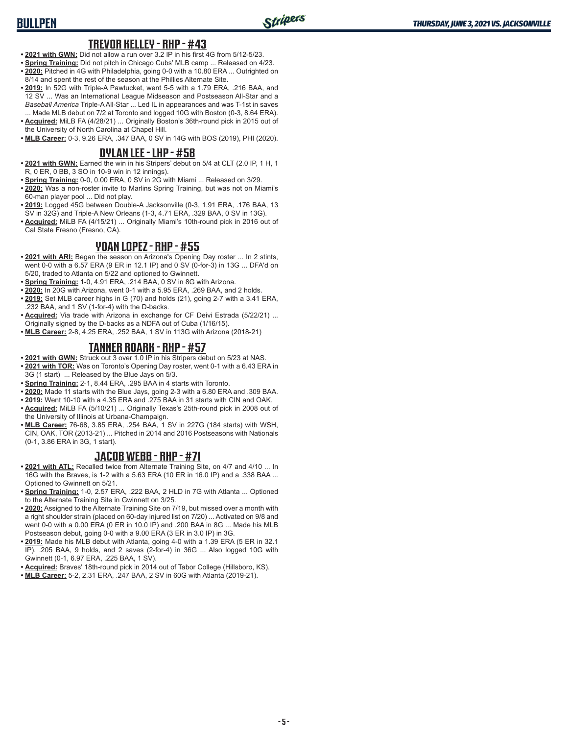## TREVOR KELLEY - RHP - #43

- **2021 with GWN:** Did not allow a run over 3.2 IP in his first 4G from 5/12-5/23.
- **Spring Training:** Did not pitch in Chicago Cubs' MLB camp ... Released on 4/23.
- **2020:** Pitched in 4G with Philadelphia, going 0-0 with a 10.80 ERA ... Outrighted on 8/14 and spent the rest of the season at the Phillies Alternate Site.
- **2019:** In 52G with Triple-A Pawtucket, went 5-5 with a 1.79 ERA, .216 BAA, and 12 SV ... Was an International League Midseason and Postseason All-Star and a *Baseball America* Triple-A All-Star ... Led IL in appearances and was T-1st in saves ... Made MLB debut on 7/2 at Toronto and logged 10G with Boston (0-3, 8.64 ERA).
- **Acquired:** MiLB FA (4/28/21) ... Originally Boston's 36th-round pick in 2015 out of the University of North Carolina at Chapel Hill.
- **MLB Career:** 0-3, 9.26 ERA, .347 BAA, 0 SV in 14G with BOS (2019), PHI (2020).

## DYLAN LEE - LHP - #58

- **2021 with GWN:** Earned the win in his Stripers' debut on 5/4 at CLT (2.0 IP, 1 H, 1 R, 0 ER, 0 BB, 3 SO in 10-9 win in 12 innings).
- **Spring Training:** 0-0, 0.00 ERA, 0 SV in 2G with Miami ... Released on 3/29.
- **2020:** Was a non-roster invite to Marlins Spring Training, but was not on Miami's 60-man player pool ... Did not play.
- **2019:** Logged 45G between Double-A Jacksonville (0-3, 1.91 ERA, .176 BAA, 13 SV in 32G) and Triple-A New Orleans (1-3, 4.71 ERA, .329 BAA, 0 SV in 13G).
- **Acquired:** MiLB FA (4/15/21) ... Originally Miami's 10th-round pick in 2016 out of Cal State Fresno (Fresno, CA).

## YOAN LOPEZ - RHP - #55

- **2021 with ARI:** Began the season on Arizona's Opening Day roster ... In 2 stints, went 0-0 with a 6.57 ERA (9 ER in 12.1 IP) and 0 SV (0-for-3) in 13G ... DFA'd on 5/20, traded to Atlanta on 5/22 and optioned to Gwinnett.
- **Spring Training:** 1-0, 4.91 ERA, .214 BAA, 0 SV in 8G with Arizona.
- **2020:** In 20G with Arizona, went 0-1 with a 5.95 ERA, .269 BAA, and 2 holds.
- **2019:** Set MLB career highs in G (70) and holds (21), going 2-7 with a 3.41 ERA, .232 BAA, and 1 SV (1-for-4) with the D-backs.
- **Acquired:** Via trade with Arizona in exchange for CF Deivi Estrada (5/22/21) ... Originally signed by the D-backs as a NDFA out of Cuba (1/16/15).
- **MLB Career:** 2-8, 4.25 ERA, .252 BAA, 1 SV in 113G with Arizona (2018-21)

## TANNER ROARK - RHP - #57

- **2021 with GWN:** Struck out 3 over 1.0 IP in his Stripers debut on 5/23 at NAS.
- **2021 with TOR:** Was on Toronto's Opening Day roster, went 0-1 with a 6.43 ERA in 3G (1 start) ... Released by the Blue Jays on 5/3.
- **Spring Training:** 2-1, 8.44 ERA, .295 BAA in 4 starts with Toronto.
- **2020:** Made 11 starts with the Blue Jays, going 2-3 with a 6.80 ERA and .309 BAA.
- **2019:** Went 10-10 with a 4.35 ERA and .275 BAA in 31 starts with CIN and OAK.
- **Acquired:** MiLB FA (5/10/21) ... Originally Texas's 25th-round pick in 2008 out of the University of Illinois at Urbana-Champaign.
- **MLB Career:** 76-68, 3.85 ERA, .254 BAA, 1 SV in 227G (184 starts) with WSH, CIN, OAK, TOR (2013-21) ... Pitched in 2014 and 2016 Postseasons with Nationals (0-1, 3.86 ERA in 3G, 1 start).

## JACOB WEBB - RHP - #71

- **2021 with ATL:** Recalled twice from Alternate Training Site, on 4/7 and 4/10 ... In 16G with the Braves, is 1-2 with a 5.63 ERA (10 ER in 16.0 IP) and a .338 BAA ... Optioned to Gwinnett on 5/21.
- **Spring Training:** 1-0, 2.57 ERA, .222 BAA, 2 HLD in 7G with Atlanta ... Optioned to the Alternate Training Site in Gwinnett on 3/25.
- **2020:** Assigned to the Alternate Training Site on 7/19, but missed over a month with a right shoulder strain (placed on 60-day injured list on 7/20) ... Activated on 9/8 and went 0-0 with a 0.00 ERA (0 ER in 10.0 IP) and .200 BAA in 8G ... Made his MLB Postseason debut, going 0-0 with a 9.00 ERA (3 ER in 3.0 IP) in 3G.
- **2019:** Made his MLB debut with Atlanta, going 4-0 with a 1.39 ERA (5 ER in 32.1 IP), .205 BAA, 9 holds, and 2 saves (2-for-4) in 36G ... Also logged 10G with Gwinnett (0-1, 6.97 ERA, .225 BAA, 1 SV).
- **Acquired:** Braves' 18th-round pick in 2014 out of Tabor College (Hillsboro, KS).
- **MLB Career:** 5-2, 2.31 ERA, .247 BAA, 2 SV in 60G with Atlanta (2019-21).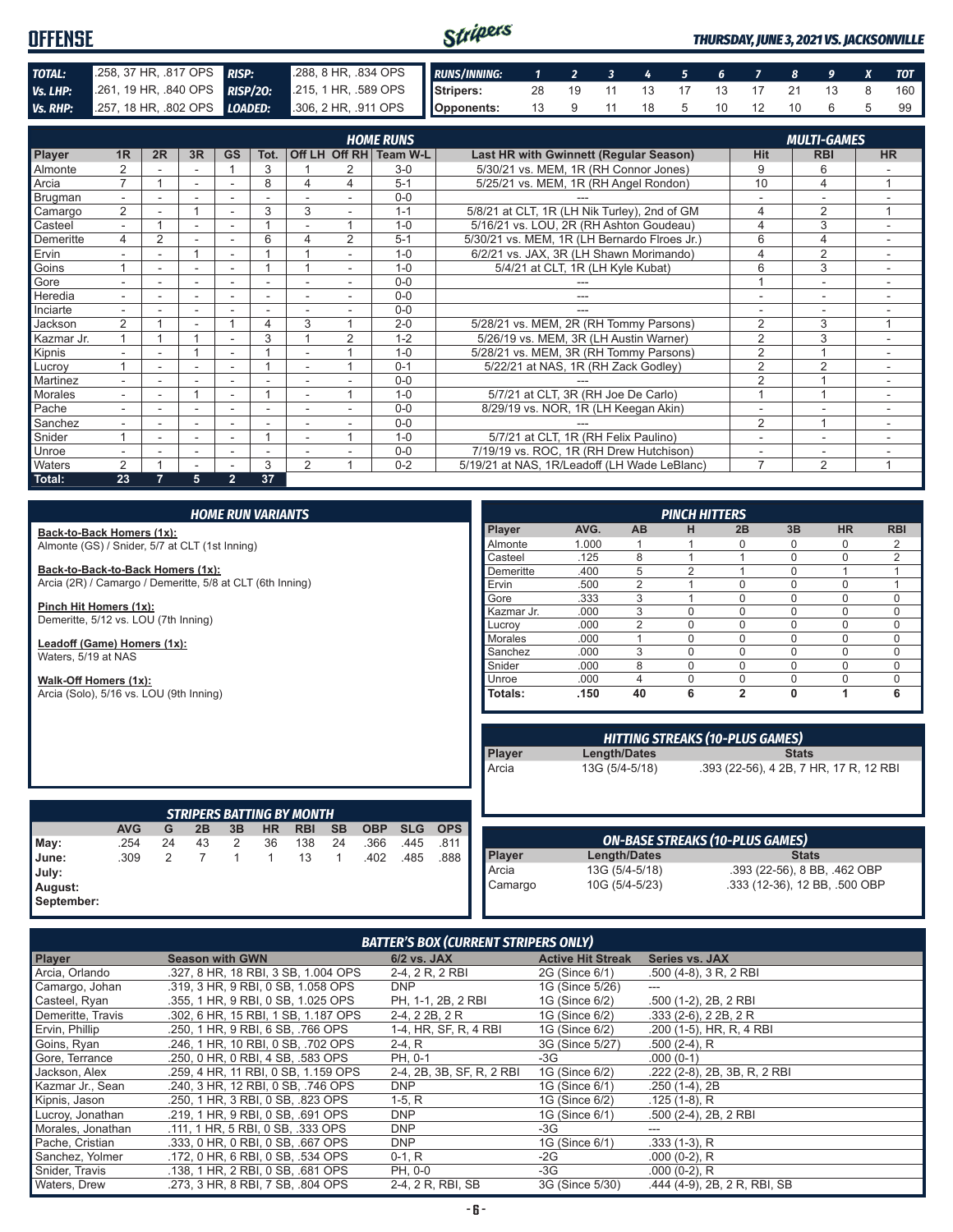# OFFENSE

*THURSDAY, JUNE 3, 2021 VS. JACKSONVILLE*

| | | | |
|---|---|---|---|
| **TOTAL:** | .258, 37 HR, .817 OPS | **RISP:** | .288, 8 HR, .834 OPS |
| **Vs. LHP:** | .261, 19 HR, .840 OPS | **RISP/2O:** | .215, 1 HR, .589 OPS |
| **Vs. RHP:** | .257, 18 HR, .802 OPS | **LOADED:** | .306, 2 HR, .911 OPS |

| RUNS/INNING: | 1 | 2 | 3 | 4 | 5 | 6 | 7 | 8 | 9 | X | TOT |
|---|---|---|---|---|---|---|---|---|---|---|---|
| Stripers: | 28 | 19 | 11 | 13 | 17 | 13 | 17 | 21 | 13 | 8 | 160 |
| Opponents: | 13 | 9 | 11 | 18 | 5 | 10 | 12 | 10 | 6 | 5 | 99 |

| Player | 1R | 2R | 3R | GS | Tot. | Off LH | Off RH | Team W-L | Last HR with Gwinnett (Regular Season) | Hit (Multi-Games) | RBI | HR |
|---|---|---|---|---|---|---|---|---|---|---|---|---|
| Almonte | 2 | - | - | 1 | 3 | 1 | 2 | 3-0 | 5/30/21 vs. MEM, 1R (RH Connor Jones) | 9 | 6 | - |
| Arcia | 7 | 1 | - | - | 8 | 4 | 4 | 5-1 | 5/25/21 vs. MEM, 1R (RH Angel Rondon) | 10 | 4 | 1 |
| Brugman | - | - | - | - | - | - | - | 0-0 | --- | - | - | - |
| Camargo | 2 | - | 1 | - | 3 | 3 | - | 1-1 | 5/8/21 at CLT, 1R (LH Nik Turley), 2nd of GM | 4 | 2 | 1 |
| Casteel | - | 1 | - | - | 1 | - | 1 | 1-0 | 5/16/21 vs. LOU, 2R (RH Ashton Goudeau) | 4 | 3 | - |
| Demeritte | 4 | 2 | - | - | 6 | 4 | 2 | 5-1 | 5/30/21 vs. MEM, 1R (LH Bernardo Flroes Jr.) | 6 | 4 | - |
| Ervin | - | - | 1 | - | 1 | 1 | - | 1-0 | 6/2/21 vs. JAX, 3R (LH Shawn Morimando) | 4 | 2 | - |
| Goins | 1 | - | - | - | 1 | 1 | - | 1-0 | 5/4/21 at CLT, 1R (LH Kyle Kubat) | 6 | 3 | - |
| Gore | - | - | - | - | - | - | - | 0-0 | --- | 1 | - | - |
| Heredia | - | - | - | - | - | - | - | 0-0 | --- | - | - | - |
| Inciarte | - | - | - | - | - | - | - | 0-0 | --- | - | - | - |
| Jackson | 2 | 1 | - | 1 | 4 | 3 | 1 | 2-0 | 5/28/21 vs. MEM, 2R (RH Tommy Parsons) | 2 | 3 | 1 |
| Kazmar Jr. | 1 | 1 | 1 | - | 3 | 1 | 2 | 1-2 | 5/26/19 vs. MEM, 3R (LH Austin Warner) | 2 | 3 | - |
| Kipnis | - | - | 1 | - | 1 | - | 1 | 1-0 | 5/28/21 vs. MEM, 3R (RH Tommy Parsons) | 2 | 1 | - |
| Lucroy | 1 | - | - | - | 1 | - | 1 | 0-1 | 5/22/21 at NAS, 1R (RH Zack Godley) | 2 | 2 | - |
| Martinez | - | - | - | - | - | - | - | 0-0 | --- | 2 | 1 | - |
| Morales | - | - | 1 | - | 1 | - | 1 | 1-0 | 5/7/21 at CLT, 3R (RH Joe De Carlo) | 1 | 1 | - |
| Pache | - | - | - | - | - | - | - | 0-0 | 8/29/19 vs. NOR, 1R (LH Keegan Akin) | - | - | - |
| Sanchez | - | - | - | - | - | - | - | 0-0 | --- | 2 | 1 | - |
| Snider | 1 | - | - | - | 1 | - | 1 | 1-0 | 5/7/21 at CLT, 1R (RH Felix Paulino) | - | - | - |
| Unroe | - | - | - | - | - | - | - | 0-0 | 7/19/19 vs. ROC, 1R (RH Drew Hutchison) | - | - | - |
| Waters | 2 | 1 | - | - | 3 | 2 | 1 | 0-2 | 5/19/21 at NAS, 1R/Leadoff (LH Wade LeBlanc) | 7 | 2 | 1 |
| **Total:** | **23** | **7** | **5** | **2** | **37** | | | | | | | |

## HOME RUN VARIANTS

**Back-to-Back Homers (1x):**
Almonte (GS) / Snider, 5/7 at CLT (1st Inning)

**Back-to-Back-to-Back Homers (1x):**
Arcia (2R) / Camargo / Demeritte, 5/8 at CLT (6th Inning)

**Pinch Hit Homers (1x):**
Demeritte, 5/12 vs. LOU (7th Inning)

**Leadoff (Game) Homers (1x):**
Waters, 5/19 at NAS

**Walk-Off Homers (1x):**
Arcia (Solo), 5/16 vs. LOU (9th Inning)

## PINCH HITTERS

| Player | AVG. | AB | H | 2B | 3B | HR | RBI |
|---|---|---|---|---|---|---|---|
| Almonte | 1.000 | 1 | 1 | 0 | 0 | 0 | 2 |
| Casteel | .125 | 8 | 1 | 1 | 0 | 0 | 2 |
| Demeritte | .400 | 5 | 2 | 1 | 0 | 1 | 1 |
| Ervin | .500 | 2 | 1 | 0 | 0 | 0 | 1 |
| Gore | .333 | 3 | 1 | 0 | 0 | 0 | 0 |
| Kazmar Jr. | .000 | 3 | 0 | 0 | 0 | 0 | 0 |
| Lucroy | .000 | 2 | 0 | 0 | 0 | 0 | 0 |
| Morales | .000 | 1 | 0 | 0 | 0 | 0 | 0 |
| Sanchez | .000 | 3 | 0 | 0 | 0 | 0 | 0 |
| Snider | .000 | 8 | 0 | 0 | 0 | 0 | 0 |
| Unroe | .000 | 4 | 0 | 0 | 0 | 0 | 0 |
| **Totals:** | **.150** | **40** | **6** | **2** | **0** | **1** | **6** |

## HITTING STREAKS (10-PLUS GAMES)

| Player | Length/Dates | Stats |
|---|---|---|
| Arcia | 13G (5/4-5/18) | .393 (22-56), 4 2B, 7 HR, 17 R, 12 RBI |

## STRIPERS BATTING BY MONTH

| | AVG | G | 2B | 3B | HR | RBI | SB | OBP | SLG | OPS |
|---|---|---|---|---|---|---|---|---|---|---|
| May: | .254 | 24 | 43 | 2 | 36 | 138 | 24 | .366 | .445 | .811 |
| June: | .309 | 2 | 7 | 1 | 1 | 13 | 1 | .402 | .485 | .888 |
| July: | | | | | | | | | | |
| August: | | | | | | | | | | |
| September: | | | | | | | | | | |

## ON-BASE STREAKS (10-PLUS GAMES)

| Player | Length/Dates | Stats |
|---|---|---|
| Arcia | 13G (5/4-5/18) | .393 (22-56), 8 BB, .462 OBP |
| Camargo | 10G (5/4-5/23) | .333 (12-36), 12 BB, .500 OBP |

## BATTER'S BOX (CURRENT STRIPERS ONLY)

| Player | Season with GWN | 6/2 vs. JAX | Active Hit Streak | Series vs. JAX |
|---|---|---|---|---|
| Arcia, Orlando | .327, 8 HR, 18 RBI, 3 SB, 1.004 OPS | 2-4, 2 R, 2 RBI | 2G (Since 6/1) | .500 (4-8), 3 R, 2 RBI |
| Camargo, Johan | .319, 3 HR, 9 RBI, 0 SB, 1.058 OPS | DNP | 1G (Since 5/26) | --- |
| Casteel, Ryan | .355, 1 HR, 9 RBI, 0 SB, 1.025 OPS | PH, 1-1, 2B, 2 RBI | 1G (Since 6/2) | .500 (1-2), 2B, 2 RBI |
| Demeritte, Travis | .302, 6 HR, 15 RBI, 1 SB, 1.187 OPS | 2-4, 2 2B, 2 R | 1G (Since 6/2) | .333 (2-6), 2 2B, 2 R |
| Ervin, Phillip | .250, 1 HR, 9 RBI, 6 SB, .766 OPS | 1-4, HR, SF, R, 4 RBI | 1G (Since 6/2) | .200 (1-5), HR, R, 4 RBI |
| Goins, Ryan | .246, 1 HR, 10 RBI, 0 SB, .702 OPS | 2-4, R | 3G (Since 5/27) | .500 (2-4), R |
| Gore, Terrance | .250, 0 HR, 0 RBI, 4 SB, .583 OPS | PH, 0-1 | -3G | .000 (0-1) |
| Jackson, Alex | .259, 4 HR, 11 RBI, 0 SB, 1.159 OPS | 2-4, 2B, 3B, SF, R, 2 RBI | 1G (Since 6/2) | .222 (2-8), 2B, 3B, R, 2 RBI |
| Kazmar Jr., Sean | .240, 3 HR, 12 RBI, 0 SB, .746 OPS | DNP | 1G (Since 6/1) | .250 (1-4), 2B |
| Kipnis, Jason | .250, 1 HR, 3 RBI, 0 SB, .823 OPS | 1-5, R | 1G (Since 6/2) | .125 (1-8), R |
| Lucroy, Jonathan | .219, 1 HR, 9 RBI, 0 SB, .691 OPS | DNP | 1G (Since 6/1) | .500 (2-4), 2B, 2 RBI |
| Morales, Jonathan | .111, 1 HR, 5 RBI, 0 SB, .333 OPS | DNP | -3G | --- |
| Pache, Cristian | .333, 0 HR, 0 RBI, 0 SB, .667 OPS | DNP | 1G (Since 6/1) | .333 (1-3), R |
| Sanchez, Yolmer | .172, 0 HR, 6 RBI, 0 SB, .534 OPS | 0-1, R | -2G | .000 (0-2), R |
| Snider, Travis | .138, 1 HR, 2 RBI, 0 SB, .681 OPS | PH, 0-0 | -3G | .000 (0-2), R |
| Waters, Drew | .273, 3 HR, 8 RBI, 7 SB, .804 OPS | 2-4, 2 R, RBI, SB | 3G (Since 5/30) | .444 (4-9), 2B, 2 R, RBI, SB |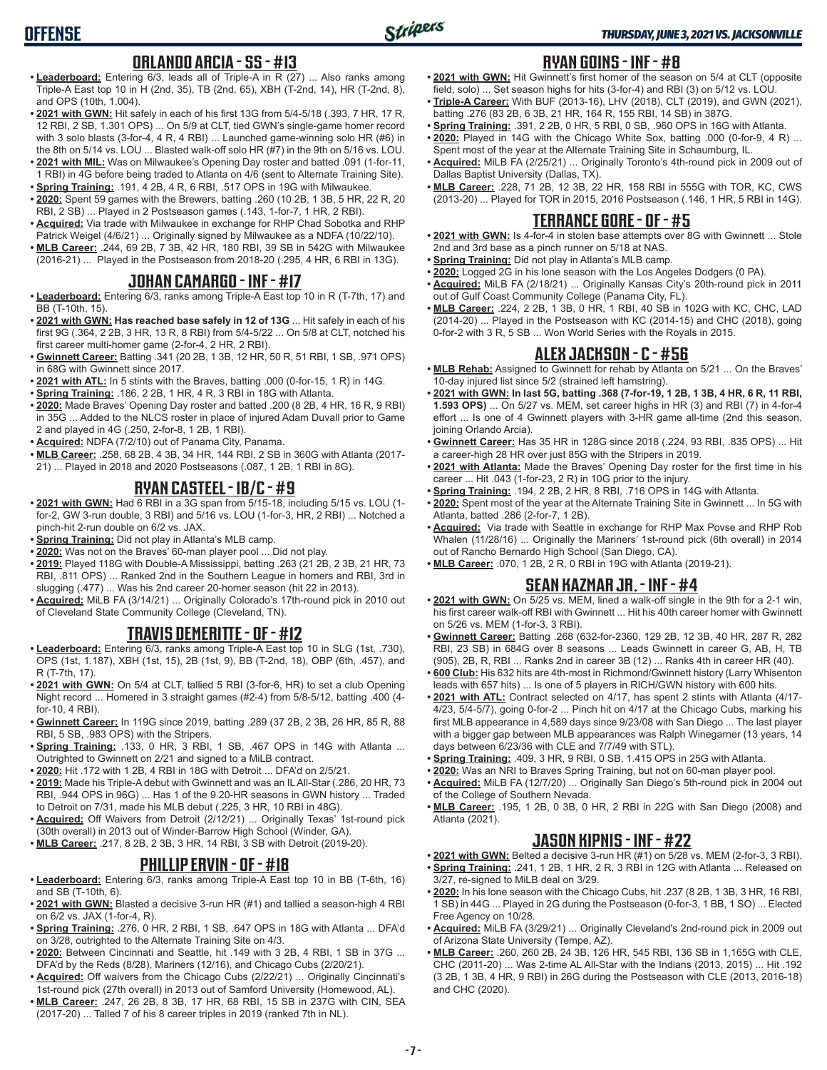## ORLANDO ARCIA - SS - #13

- **Leaderboard:** Entering 6/3, leads all of Triple-A in R (27) ... Also ranks among Triple-A East top 10 in H (2nd, 35), TB (2nd, 65), XBH (T-2nd, 14), HR (T-2nd, 8), and OPS (10th, 1.004).
- **2021 with GWN:** Hit safely in each of his first 13G from 5/4-5/18 (.393, 7 HR, 17 R, 12 RBI, 2 SB, 1.301 OPS) ... On 5/9 at CLT, tied GWN's single-game homer record with 3 solo blasts (3-for-4, 4 R, 4 RBI) ... Launched game-winning solo HR (#6) in the 8th on 5/14 vs. LOU ... Blasted walk-off solo HR (#7) in the 9th on 5/16 vs. LOU.
- **2021 with MIL:** Was on Milwaukee's Opening Day roster and batted .091 (1-for-11, 1 RBI) in 4G before being traded to Atlanta on 4/6 (sent to Alternate Training Site).
- **Spring Training:** .191, 4 2B, 4 R, 6 RBI, .517 OPS in 19G with Milwaukee.
- **2020:** Spent 59 games with the Brewers, batting .260 (10 2B, 1 3B, 5 HR, 22 R, 20 RBI, 2 SB) ... Played in 2 Postseason games (.143, 1-for-7, 1 HR, 2 RBI).
- **Acquired:** Via trade with Milwaukee in exchange for RHP Chad Sobotka and RHP Patrick Weigel (4/6/21) ... Originally signed by Milwaukee as a NDFA (10/22/10).
- **MLB Career:** .244, 69 2B, 7 3B, 42 HR, 180 RBI, 39 SB in 542G with Milwaukee (2016-21) ... Played in the Postseason from 2018-20 (.295, 4 HR, 6 RBI in 13G).

## JOHAN CAMARGO - INF - #17

- **Leaderboard:** Entering 6/3, ranks among Triple-A East top 10 in R (T-7th, 17) and BB (T-10th, 15).
- **2021 with GWN: Has reached base safely in 12 of 13G** ... Hit safely in each of his first 9G (.364, 2 2B, 3 HR, 13 R, 8 RBI) from 5/4-5/22 ... On 5/8 at CLT, notched his first career multi-homer game (2-for-4, 2 HR, 2 RBI).
- **Gwinnett Career:** Batting .341 (20 2B, 1 3B, 12 HR, 50 R, 51 RBI, 1 SB, .971 OPS) in 68G with Gwinnett since 2017.
- **2021 with ATL:** In 5 stints with the Braves, batting .000 (0-for-15, 1 R) in 14G.
- **Spring Training:** .186, 2 2B, 1 HR, 4 R, 3 RBI in 18G with Atlanta.
- **2020:** Made Braves' Opening Day roster and batted .200 (8 2B, 4 HR, 16 R, 9 RBI) in 35G ... Added to the NLCS roster in place of injured Adam Duvall prior to Game 2 and played in 4G (.250, 2-for-8, 1 2B, 1 RBI).
- **Acquired:** NDFA (7/2/10) out of Panama City, Panama.
- **MLB Career:** .258, 68 2B, 4 3B, 34 HR, 144 RBI, 2 SB in 360G with Atlanta (2017-21) ... Played in 2018 and 2020 Postseasons (.087, 1 2B, 1 RBI in 8G).

## RYAN CASTEEL - 1B/C - #9

- **2021 with GWN:** Had 6 RBI in a 3G span from 5/15-18, including 5/15 vs. LOU (1-for-2, GW 3-run double, 3 RBI) and 5/16 vs. LOU (1-for-3, HR, 2 RBI) ... Notched a pinch-hit 2-run double on 6/2 vs. JAX.
- **Spring Training:** Did not play in Atlanta's MLB camp.
- **2020:** Was not on the Braves' 60-man player pool ... Did not play.
- **2019:** Played 118G with Double-A Mississippi, batting .263 (21 2B, 2 3B, 21 HR, 73 RBI, .811 OPS) ... Ranked 2nd in the Southern League in homers and RBI, 3rd in slugging (.477) ... Was his 2nd career 20-homer season (hit 22 in 2013).
- **Acquired:** MiLB FA (3/14/21) ... Originally Colorado's 17th-round pick in 2010 out of Cleveland State Community College (Cleveland, TN).

## TRAVIS DEMERITTE - OF - #12

- **Leaderboard:** Entering 6/3, ranks among Triple-A East top 10 in SLG (1st, .730), OPS (1st, 1.187), XBH (1st, 15), 2B (1st, 9), BB (T-2nd, 18), OBP (6th, .457), and R (T-7th, 17).
- **2021 with GWN:** On 5/4 at CLT, tallied 5 RBI (3-for-6, HR) to set a club Opening Night record ... Homered in 3 straight games (#2-4) from 5/8-5/12, batting .400 (4-for-10, 4 RBI).
- **Gwinnett Career:** In 119G since 2019, batting .289 (37 2B, 2 3B, 26 HR, 85 R, 88 RBI, 5 SB, .983 OPS) with the Stripers.
- **Spring Training:** .133, 0 HR, 3 RBI, 1 SB, .467 OPS in 14G with Atlanta ... Outrighted to Gwinnett on 2/21 and signed a MiLB contract.
- **2020:** Hit .172 with 1 2B, 4 RBI in 18G with Detroit ... DFA'd on 2/5/21.
- **2019:** Made his Triple-A debut with Gwinnett and was an IL All-Star (.286, 20 HR, 73 RBI, .944 OPS in 96G) ... Has 1 of the 9 20-HR seasons in GWN history ... Traded to Detroit on 7/31, made his MLB debut (.225, 3 HR, 10 RBI in 48G).
- **Acquired:** Off Waivers from Detroit (2/12/21) ... Originally Texas' 1st-round pick (30th overall) in 2013 out of Winder-Barrow High School (Winder, GA).
- **MLB Career:** .217, 8 2B, 2 3B, 3 HR, 14 RBI, 3 SB with Detroit (2019-20).

## PHILLIP ERVIN - OF - #18

- **Leaderboard:** Entering 6/3, ranks among Triple-A East top 10 in BB (T-6th, 16) and SB (T-10th, 6).
- **2021 with GWN:** Blasted a decisive 3-run HR (#1) and tallied a season-high 4 RBI on 6/2 vs. JAX (1-for-4, R).
- **Spring Training:** .276, 0 HR, 2 RBI, 1 SB, .647 OPS in 18G with Atlanta ... DFA'd on 3/28, outrighted to the Alternate Training Site on 4/3.
- **2020:** Between Cincinnati and Seattle, hit .149 with 3 2B, 4 RBI, 1 SB in 37G ... DFA'd by the Reds (8/28), Mariners (12/16), and Chicago Cubs (2/20/21).
- **Acquired:** Off waivers from the Chicago Cubs (2/22/21) ... Originally Cincinnati's 1st-round pick (27th overall) in 2013 out of Samford University (Homewood, AL).
- **MLB Career:** .247, 26 2B, 8 3B, 17 HR, 68 RBI, 15 SB in 237G with CIN, SEA (2017-20) ... Talled 7 of his 8 career triples in 2019 (ranked 7th in NL).

## RYAN GOINS - INF - #8

- **2021 with GWN:** Hit Gwinnett's first homer of the season on 5/4 at CLT (opposite field, solo) ... Set season highs for hits (3-for-4) and RBI (3) on 5/12 vs. LOU.
- **Triple-A Career:** With BUF (2013-16), LHV (2018), CLT (2019), and GWN (2021), batting .276 (83 2B, 6 3B, 21 HR, 164 R, 155 RBI, 14 SB) in 387G.
- **Spring Training:** .391, 2 2B, 0 HR, 5 RBI, 0 SB, .960 OPS in 16G with Atlanta.
- **2020:** Played in 14G with the Chicago White Sox, batting .000 (0-for-9, 4 R) ... Spent most of the year at the Alternate Training Site in Schaumburg, IL.
- **Acquired:** MiLB FA (2/25/21) ... Originally Toronto's 4th-round pick in 2009 out of Dallas Baptist University (Dallas, TX).
- **MLB Career:** .228, 71 2B, 12 3B, 22 HR, 158 RBI in 555G with TOR, KC, CWS (2013-20) ... Played for TOR in 2015, 2016 Postseason (.146, 1 HR, 5 RBI in 14G).

## TERRANCE GORE - OF - #5

- **2021 with GWN:** Is 4-for-4 in stolen base attempts over 8G with Gwinnett ... Stole 2nd and 3rd base as a pinch runner on 5/18 at NAS.
- **Spring Training:** Did not play in Atlanta's MLB camp.
- **2020:** Logged 2G in his lone season with the Los Angeles Dodgers (0 PA).
- **Acquired:** MiLB FA (2/18/21) ... Originally Kansas City's 20th-round pick in 2011 out of Gulf Coast Community College (Panama City, FL).
- **MLB Career:** .224, 2 2B, 1 3B, 0 HR, 1 RBI, 40 SB in 102G with KC, CHC, LAD (2014-20) ... Played in the Postseason with KC (2014-15) and CHC (2018), going 0-for-2 with 3 R, 5 SB ... Won World Series with the Royals in 2015.

## ALEX JACKSON - C - #56

- **MLB Rehab:** Assigned to Gwinnett for rehab by Atlanta on 5/21 ... On the Braves' 10-day injured list since 5/2 (strained left hamstring).
- **2021 with GWN: In last 5G, batting .368 (7-for-19, 1 2B, 1 3B, 4 HR, 6 R, 11 RBI, 1.593 OPS)** ... On 5/27 vs. MEM, set career highs in HR (3) and RBI (7) in 4-for-4 effort ... Is one of 4 Gwinnett players with 3-HR game all-time (2nd this season, joining Orlando Arcia).
- **Gwinnett Career:** Has 35 HR in 128G since 2018 (.224, 93 RBI, .835 OPS) ... Hit a career-high 28 HR over just 85G with the Stripers in 2019.
- **2021 with Atlanta:** Made the Braves' Opening Day roster for the first time in his career ... Hit .043 (1-for-23, 2 R) in 10G prior to the injury.
- **Spring Training:** .194, 2 2B, 2 HR, 8 RBI, .716 OPS in 14G with Atlanta.
- **2020:** Spent most of the year at the Alternate Training Site in Gwinnett ... In 5G with Atlanta, batted .286 (2-for-7, 1 2B).
- **Acquired:** Via trade with Seattle in exchange for RHP Max Povse and RHP Rob Whalen (11/28/16) ... Originally the Mariners' 1st-round pick (6th overall) in 2014 out of Rancho Bernardo High School (San Diego, CA).
- **MLB Career:** .070, 1 2B, 2 R, 0 RBI in 19G with Atlanta (2019-21).

## SEAN KAZMAR JR. - INF - #4

- **2021 with GWN:** On 5/25 vs. MEM, lined a walk-off single in the 9th for a 2-1 win, his first career walk-off RBI with Gwinnett ... Hit his 40th career homer with Gwinnett on 5/26 vs. MEM (1-for-3, 3 RBI).
- **Gwinnett Career:** Batting .268 (632-for-2360, 129 2B, 12 3B, 40 HR, 287 R, 282 RBI, 23 SB) in 684G over 8 seasons ... Leads Gwinnett in career G, AB, H, TB (905), 2B, R, RBI ... Ranks 2nd in career 3B (12) ... Ranks 4th in career HR (40).
- **600 Club:** His 632 hits are 4th-most in Richmond/Gwinnett history (Larry Whisenton leads with 657 hits) ... Is one of 5 players in RICH/GWN history with 600 hits.
- **2021 with ATL:** Contract selected on 4/17, has spent 2 stints with Atlanta (4/17-4/23, 5/4-5/7), going 0-for-2 ... Pinch hit on 4/17 at the Chicago Cubs, marking his first MLB appearance in 4,589 days since 9/23/08 with San Diego ... The last player with a bigger gap between MLB appearances was Ralph Winegarner (13 years, 14 days between 6/23/36 with CLE and 7/7/49 with STL).
- **Spring Training:** .409, 3 HR, 9 RBI, 0 SB, 1.415 OPS in 25G with Atlanta.
- **2020:** Was an NRI to Braves Spring Training, but not on 60-man player pool.
- **Acquired:** MiLB FA (12/7/20) ... Originally San Diego's 5th-round pick in 2004 out of the College of Southern Nevada.
- **MLB Career:** .195, 1 2B, 0 3B, 0 HR, 2 RBI in 22G with San Diego (2008) and Atlanta (2021).

## JASON KIPNIS - INF - #22

- **2021 with GWN:** Belted a decisive 3-run HR (#1) on 5/28 vs. MEM (2-for-3, 3 RBI).
- **Spring Training:** .241, 1 2B, 1 HR, 2 R, 3 RBI in 12G with Atlanta ... Released on 3/27, re-signed to MiLB deal on 3/29.
- **2020:** In his lone season with the Chicago Cubs, hit .237 (8 2B, 1 3B, 3 HR, 16 RBI, 1 SB) in 44G ... Played in 2G during the Postseason (0-for-3, 1 BB, 1 SO) ... Elected Free Agency on 10/28.
- **Acquired:** MiLB FA (3/29/21) ... Originally Cleveland's 2nd-round pick in 2009 out of Arizona State University (Tempe, AZ).
- **MLB Career:** .260, 260 2B, 24 3B, 126 HR, 545 RBI, 136 SB in 1,165G with CLE, CHC (2011-20) ... Was 2-time AL All-Star with the Indians (2013, 2015) ... Hit .192 (3 2B, 1 3B, 4 HR, 9 RBI) in 26G during the Postseason with CLE (2013, 2016-18) and CHC (2020).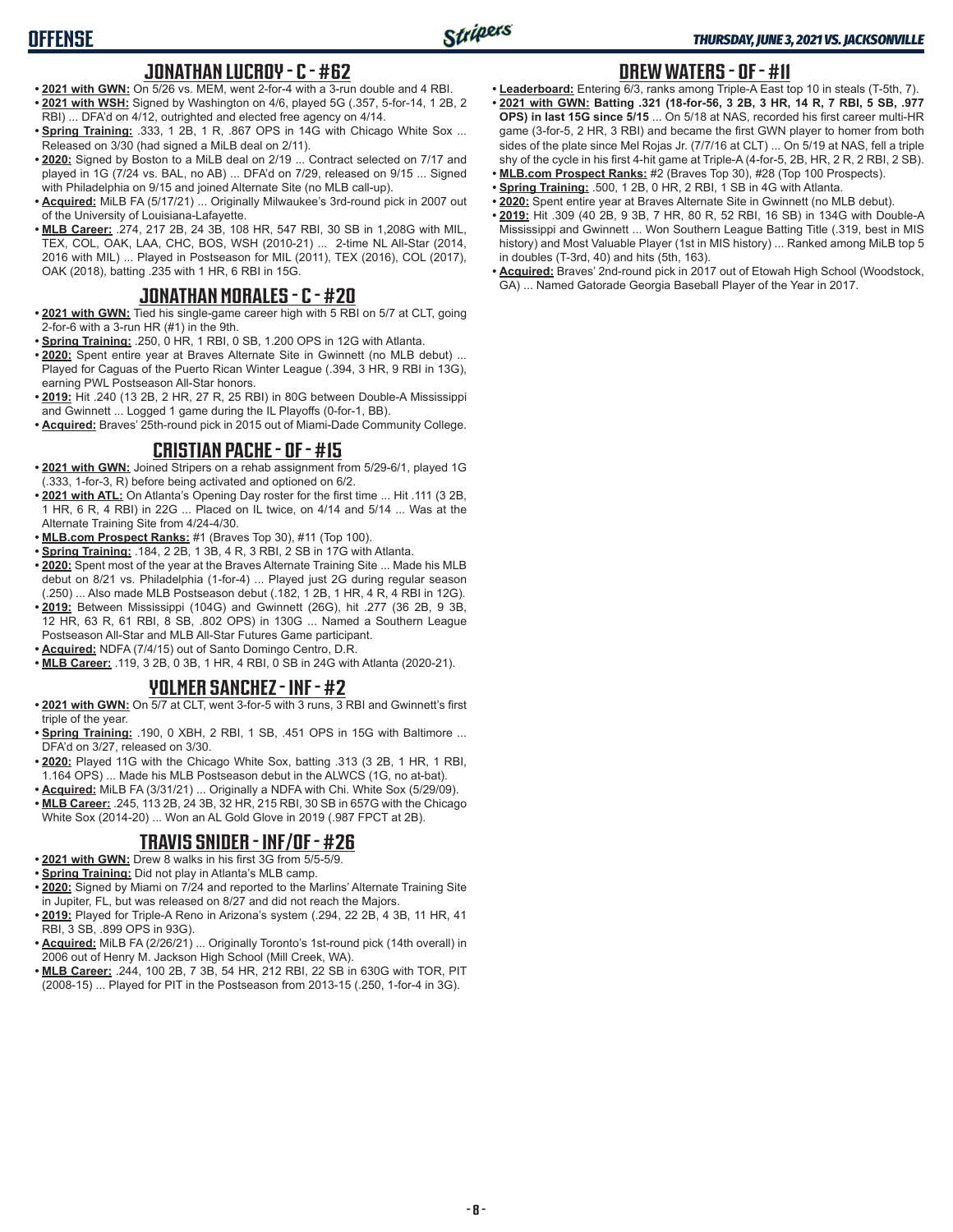## JONATHAN LUCROY - C - #62

- **2021 with GWN:** On 5/26 vs. MEM, went 2-for-4 with a 3-run double and 4 RBI.
- **2021 with WSH:** Signed by Washington on 4/6, played 5G (.357, 5-for-14, 1 2B, 2 RBI) ... DFA'd on 4/12, outrighted and elected free agency on 4/14.
- **Spring Training:** .333, 1 2B, 1 R, .867 OPS in 14G with Chicago White Sox ... Released on 3/30 (had signed a MiLB deal on 2/11).
- **2020:** Signed by Boston to a MiLB deal on 2/19 ... Contract selected on 7/17 and played in 1G (7/24 vs. BAL, no AB) ... DFA'd on 7/29, released on 9/15 ... Signed with Philadelphia on 9/15 and joined Alternate Site (no MLB call-up).
- **Acquired:** MiLB FA (5/17/21) ... Originally Milwaukee's 3rd-round pick in 2007 out of the University of Louisiana-Lafayette.
- **MLB Career:** .274, 217 2B, 24 3B, 108 HR, 547 RBI, 30 SB in 1,208G with MIL, TEX, COL, OAK, LAA, CHC, BOS, WSH (2010-21) ... 2-time NL All-Star (2014, 2016 with MIL) ... Played in Postseason for MIL (2011), TEX (2016), COL (2017), OAK (2018), batting .235 with 1 HR, 6 RBI in 15G.

## JONATHAN MORALES - C - #20

- **2021 with GWN:** Tied his single-game career high with 5 RBI on 5/7 at CLT, going 2-for-6 with a 3-run HR (#1) in the 9th.
- **Spring Training:** .250, 0 HR, 1 RBI, 0 SB, 1.200 OPS in 12G with Atlanta.
- **2020:** Spent entire year at Braves Alternate Site in Gwinnett (no MLB debut) ... Played for Caguas of the Puerto Rican Winter League (.394, 3 HR, 9 RBI in 13G), earning PWL Postseason All-Star honors.
- **2019:** Hit .240 (13 2B, 2 HR, 27 R, 25 RBI) in 80G between Double-A Mississippi and Gwinnett ... Logged 1 game during the IL Playoffs (0-for-1, BB).
- **Acquired:** Braves' 25th-round pick in 2015 out of Miami-Dade Community College.

## CRISTIAN PACHE - OF - #15

- **2021 with GWN:** Joined Stripers on a rehab assignment from 5/29-6/1, played 1G (.333, 1-for-3, R) before being activated and optioned on 6/2.
- **2021 with ATL:** On Atlanta's Opening Day roster for the first time ... Hit .111 (3 2B, 1 HR, 6 R, 4 RBI) in 22G ... Placed on IL twice, on 4/14 and 5/14 ... Was at the Alternate Training Site from 4/24-4/30.
- **MLB.com Prospect Ranks:** #1 (Braves Top 30), #11 (Top 100).
- **Spring Training:** .184, 2 2B, 1 3B, 4 R, 3 RBI, 2 SB in 17G with Atlanta.
- **2020:** Spent most of the year at the Braves Alternate Training Site ... Made his MLB debut on 8/21 vs. Philadelphia (1-for-4) ... Played just 2G during regular season (.250) ... Also made MLB Postseason debut (.182, 1 2B, 1 HR, 4 R, 4 RBI in 12G).
- **2019:** Between Mississippi (104G) and Gwinnett (26G), hit .277 (36 2B, 9 3B, 12 HR, 63 R, 61 RBI, 8 SB, .802 OPS) in 130G ... Named a Southern League Postseason All-Star and MLB All-Star Futures Game participant.
- **Acquired:** NDFA (7/4/15) out of Santo Domingo Centro, D.R.
- **MLB Career:** .119, 3 2B, 0 3B, 1 HR, 4 RBI, 0 SB in 24G with Atlanta (2020-21).

## YOLMER SANCHEZ - INF - #2

- **2021 with GWN:** On 5/7 at CLT, went 3-for-5 with 3 runs, 3 RBI and Gwinnett's first triple of the year.
- **Spring Training:** .190, 0 XBH, 2 RBI, 1 SB, .451 OPS in 15G with Baltimore ... DFA'd on 3/27, released on 3/30.
- **2020:** Played 11G with the Chicago White Sox, batting .313 (3 2B, 1 HR, 1 RBI, 1.164 OPS) ... Made his MLB Postseason debut in the ALWCS (1G, no at-bat).
- **Acquired:** MiLB FA (3/31/21) ... Originally a NDFA with Chi. White Sox (5/29/09).
- **MLB Career:** .245, 113 2B, 24 3B, 32 HR, 215 RBI, 30 SB in 657G with the Chicago White Sox (2014-20) ... Won an AL Gold Glove in 2019 (.987 FPCT at 2B).

## TRAVIS SNIDER - INF/OF - #26

- **2021 with GWN:** Drew 8 walks in his first 3G from 5/5-5/9.
- **Spring Training:** Did not play in Atlanta's MLB camp.
- **2020:** Signed by Miami on 7/24 and reported to the Marlins' Alternate Training Site in Jupiter, FL, but was released on 8/27 and did not reach the Majors.
- **2019:** Played for Triple-A Reno in Arizona's system (.294, 22 2B, 4 3B, 11 HR, 41 RBI, 3 SB, .899 OPS in 93G).
- **Acquired:** MiLB FA (2/26/21) ... Originally Toronto's 1st-round pick (14th overall) in 2006 out of Henry M. Jackson High School (Mill Creek, WA).
- **MLB Career:** .244, 100 2B, 7 3B, 54 HR, 212 RBI, 22 SB in 630G with TOR, PIT (2008-15) ... Played for PIT in the Postseason from 2013-15 (.250, 1-for-4 in 3G).

## DREW WATERS - OF - #11

- **Leaderboard:** Entering 6/3, ranks among Triple-A East top 10 in steals (T-5th, 7).
- **2021 with GWN: Batting .321 (18-for-56, 3 2B, 3 HR, 14 R, 7 RBI, 5 SB, .977 OPS) in last 15G since 5/15** ... On 5/18 at NAS, recorded his first career multi-HR game (3-for-5, 2 HR, 3 RBI) and became the first GWN player to homer from both sides of the plate since Mel Rojas Jr. (7/7/16 at CLT) ... On 5/19 at NAS, fell a triple shy of the cycle in his first 4-hit game at Triple-A (4-for-5, 2B, HR, 2 R, 2 RBI, 2 SB).
- **MLB.com Prospect Ranks:** #2 (Braves Top 30), #28 (Top 100 Prospects).
- **Spring Training:** .500, 1 2B, 0 HR, 2 RBI, 1 SB in 4G with Atlanta.
- **2020:** Spent entire year at Braves Alternate Site in Gwinnett (no MLB debut).
- **2019:** Hit .309 (40 2B, 9 3B, 7 HR, 80 R, 52 RBI, 16 SB) in 134G with Double-A Mississippi and Gwinnett ... Won Southern League Batting Title (.319, best in MIS history) and Most Valuable Player (1st in MIS history) ... Ranked among MiLB top 5 in doubles (T-3rd, 40) and hits (5th, 163).
- **Acquired:** Braves' 2nd-round pick in 2017 out of Etowah High School (Woodstock, GA) ... Named Gatorade Georgia Baseball Player of the Year in 2017.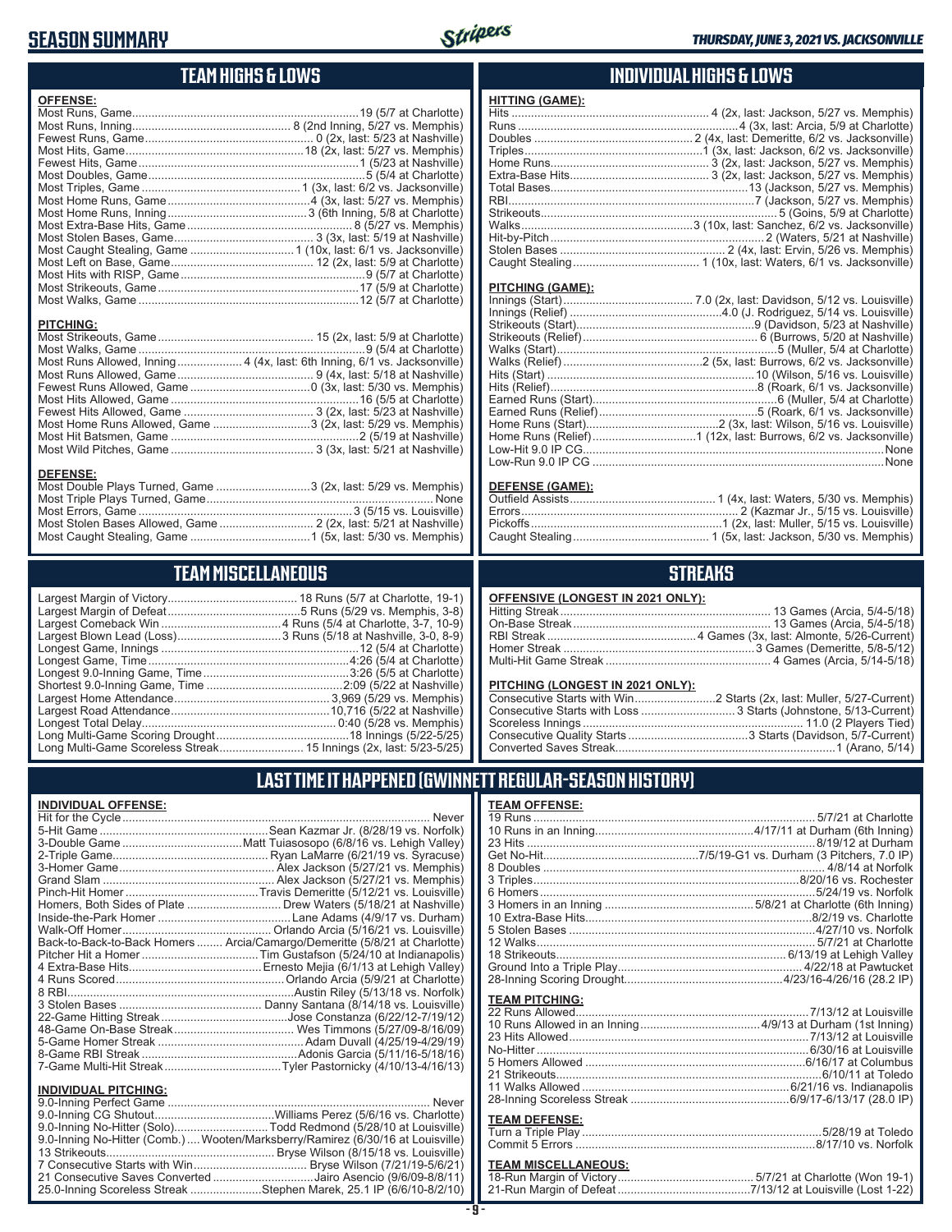# SEASON SUMMARY

*THURSDAY, JUNE 3, 2021 VS. JACKSONVILLE*

## TEAM HIGHS & LOWS

**OFFENSE:**

| | |
|---|---|
| Most Runs, Game | 19 (5/7 at Charlotte) |
| Most Runs, Inning | 8 (2nd Inning, 5/27 vs. Memphis) |
| Fewest Runs, Game | 0 (2x, last: 5/23 at Nashville) |
| Most Hits, Game | 18 (2x, last: 5/27 vs. Memphis) |
| Fewest Hits, Game | 1 (5/23 at Nashville) |
| Most Doubles, Game | 5 (5/4 at Charlotte) |
| Most Triples, Game | 1 (3x, last: 6/2 vs. Jacksonville) |
| Most Home Runs, Game | 4 (3x, last: 5/27 vs. Memphis) |
| Most Home Runs, Inning | 3 (6th Inning, 5/8 at Charlotte) |
| Most Extra-Base Hits, Game | 8 (5/27 vs. Memphis) |
| Most Stolen Bases, Game | 3 (3x, last: 5/19 at Nashville) |
| Most Caught Stealing, Game | 1 (10x, last: 6/1 vs. Jacksonville) |
| Most Left on Base, Game | 12 (2x, last: 5/9 at Charlotte) |
| Most Hits with RISP, Game | 9 (5/7 at Charlotte) |
| Most Strikeouts, Game | 17 (5/9 at Charlotte) |
| Most Walks, Game | 12 (5/7 at Charlotte) |

**PITCHING:**

| | |
|---|---|
| Most Strikeouts, Game | 15 (2x, last: 5/9 at Charlotte) |
| Most Walks, Game | 9 (5/4 at Charlotte) |
| Most Runs Allowed, Inning | 4 (4x, last: 6th Inning, 6/1 vs. Jacksonville) |
| Most Runs Allowed, Game | 9 (4x, last: 5/18 at Nashville) |
| Fewest Runs Allowed, Game | 0 (3x, last: 5/30 vs. Memphis) |
| Most Hits Allowed, Game | 16 (5/5 at Charlotte) |
| Fewest Hits Allowed, Game | 3 (2x, last: 5/23 at Nashville) |
| Most Home Runs Allowed, Game | 3 (2x, last: 5/29 vs. Memphis) |
| Most Hit Batsmen, Game | 2 (5/19 at Nashville) |
| Most Wild Pitches, Game | 3 (3x, last: 5/21 at Nashville) |

**DEFENSE:**

| | |
|---|---|
| Most Double Plays Turned, Game | 3 (2x, last: 5/29 vs. Memphis) |
| Most Triple Plays Turned, Game | None |
| Most Errors, Game | 3 (5/15 vs. Louisville) |
| Most Stolen Bases Allowed, Game | 2 (2x, last: 5/21 at Nashville) |
| Most Caught Stealing, Game | 1 (5x, last: 5/30 vs. Memphis) |

## INDIVIDUAL HIGHS & LOWS

**HITTING (GAME):**

| | |
|---|---|
| Hits | 4 (2x, last: Jackson, 5/27 vs. Memphis) |
| Runs | 4 (3x, last: Arcia, 5/9 at Charlotte) |
| Doubles | 2 (4x, last: Demeritte, 6/2 vs. Jacksonville) |
| Triples | 1 (3x, last: Jackson, 6/2 vs. Jacksonville) |
| Home Runs | 3 (2x, last: Jackson, 5/27 vs. Memphis) |
| Extra-Base Hits | 3 (2x, last: Jackson, 5/27 vs. Memphis) |
| Total Bases | 13 (Jackson, 5/27 vs. Memphis) |
| RBI | 7 (Jackson, 5/27 vs. Memphis) |
| Strikeouts | 5 (Goins, 5/9 at Charlotte) |
| Walks | 3 (10x, last: Sanchez, 6/2 vs. Jacksonville) |
| Hit-by-Pitch | 2 (Waters, 5/21 at Nashville) |
| Stolen Bases | 2 (4x, last: Ervin, 5/26 vs. Memphis) |
| Caught Stealing | 1 (10x, last: Waters, 6/1 vs. Jacksonville) |

**PITCHING (GAME):**

| | |
|---|---|
| Innings (Start) | 7.0 (2x, last: Davidson, 5/12 vs. Louisville) |
| Innings (Relief) | 4.0 (J. Rodriguez, 5/14 vs. Louisville) |
| Strikeouts (Start) | 9 (Davidson, 5/23 at Nashville) |
| Strikeouts (Relief) | 6 (Burrows, 5/20 at Nashville) |
| Walks (Start) | 5 (Muller, 5/4 at Charlotte) |
| Walks (Relief) | 2 (5x, last: Burrows, 6/2 vs. Jacksonville) |
| Hits (Start) | 10 (Wilson, 5/16 vs. Louisville) |
| Hits (Relief) | 8 (Roark, 6/1 vs. Jacksonville) |
| Earned Runs (Start) | 6 (Muller, 5/4 at Charlotte) |
| Earned Runs (Relief) | 5 (Roark, 6/1 vs. Jacksonville) |
| Home Runs (Start) | 2 (3x, last: Wilson, 5/16 vs. Louisville) |
| Home Runs (Relief) | 1 (12x, last: Burrows, 6/2 vs. Jacksonville) |
| Low-Hit 9.0 IP CG | None |
| Low-Run 9.0 IP CG | None |

**DEFENSE (GAME):**

| | |
|---|---|
| Outfield Assists | 1 (4x, last: Waters, 5/30 vs. Memphis) |
| Errors | 2 (Kazmar Jr., 5/15 vs. Louisville) |
| Pickoffs | 1 (2x, last: Muller, 5/15 vs. Louisville) |
| Caught Stealing | 1 (5x, last: Jackson, 5/30 vs. Memphis) |

## TEAM MISCELLANEOUS

| | |
|---|---|
| Largest Margin of Victory | 18 Runs (5/7 at Charlotte, 19-1) |
| Largest Margin of Defeat | 5 Runs (5/29 vs. Memphis, 3-8) |
| Largest Comeback Win | 4 Runs (5/4 at Charlotte, 3-7, 10-9) |
| Largest Blown Lead (Loss) | 3 Runs (5/18 at Nashville, 3-0, 8-9) |
| Longest Game, Innings | 12 (5/4 at Charlotte) |
| Longest Game, Time | 4:26 (5/4 at Charlotte) |
| Longest 9.0-Inning Game, Time | 3:26 (5/5 at Charlotte) |
| Shortest 9.0-Inning Game, Time | 2:09 (5/22 at Nashville) |
| Largest Home Attendance | 3,969 (5/29 vs. Memphis) |
| Largest Road Attendance | 10,716 (5/22 at Nashville) |
| Longest Total Delay | 0:40 (5/28 vs. Memphis) |
| Long Multi-Game Scoring Drought | 18 Innings (5/22-5/25) |
| Long Multi-Game Scoreless Streak | 15 Innings (2x, last: 5/23-5/25) |

## STREAKS

**OFFENSIVE (LONGEST IN 2021 ONLY):**

| | |
|---|---|
| Hitting Streak | 13 Games (Arcia, 5/4-5/18) |
| On-Base Streak | 13 Games (Arcia, 5/4-5/18) |
| RBI Streak | 4 Games (3x, last: Almonte, 5/26-Current) |
| Homer Streak | 3 Games (Demeritte, 5/8-5/12) |
| Multi-Hit Game Streak | 4 Games (Arcia, 5/14-5/18) |

**PITCHING (LONGEST IN 2021 ONLY):**

| | |
|---|---|
| Consecutive Starts with Win | 2 Starts (2x, last: Muller, 5/27-Current) |
| Consecutive Starts with Loss | 3 Starts (Johnstone, 5/13-Current) |
| Scoreless Innings | 11.0 (2 Players Tied) |
| Consecutive Quality Starts | 3 Starts (Davidson, 5/7-Current) |
| Converted Saves Streak | 1 (Arano, 5/14) |

## LAST TIME IT HAPPENED (GWINNETT REGULAR-SEASON HISTORY)

**INDIVIDUAL OFFENSE:**

| | |
|---|---|
| Hit for the Cycle | Never |
| 5-Hit Game | Sean Kazmar Jr. (8/28/19 vs. Norfolk) |
| 3-Double Game | Matt Tuiasosopo (6/8/16 vs. Lehigh Valley) |
| 2-Triple Game | Ryan LaMarre (6/21/19 vs. Syracuse) |
| 3-Homer Game | Alex Jackson (5/27/21 vs. Memphis) |
| Grand Slam | Alex Jackson (5/27/21 vs. Memphis) |
| Pinch-Hit Homer | Travis Demeritte (5/12/21 vs. Louisville) |
| Homers, Both Sides of Plate | Drew Waters (5/18/21 at Nashville) |
| Inside-the-Park Homer | Lane Adams (4/9/17 vs. Durham) |
| Walk-Off Homer | Orlando Arcia (5/16/21 vs. Louisville) |
| Back-to-Back-to-Back Homers | Arcia/Camargo/Demeritte (5/8/21 at Charlotte) |
| Pitcher Hit a Homer | Tim Gustafson (5/24/10 at Indianapolis) |
| 4 Extra-Base Hits | Ernesto Mejia (6/1/13 at Lehigh Valley) |
| 4 Runs Scored | Orlando Arcia (5/9/21 at Charlotte) |
| 8 RBI | Austin Riley (5/13/18 vs. Norfolk) |
| 3 Stolen Bases | Danny Santana (8/14/18 vs. Louisville) |
| 22-Game Hitting Streak | Jose Constanza (6/22/12-7/19/12) |
| 48-Game On-Base Streak | Wes Timmons (5/27/09-8/16/09) |
| 5-Game Homer Streak | Adam Duvall (4/25/19-4/29/19) |
| 8-Game RBI Streak | Adonis Garcia (5/11/16-5/18/16) |
| 7-Game Multi-Hit Streak | Tyler Pastornicky (4/10/13-4/16/13) |

**INDIVIDUAL PITCHING:**

| | |
|---|---|
| 9.0-Inning Perfect Game | Never |
| 9.0-Inning CG Shutout | Williams Perez (5/6/16 vs. Charlotte) |
| 9.0-Inning No-Hitter (Solo) | Todd Redmond (5/28/10 at Louisville) |
| 9.0-Inning No-Hitter (Comb.) | Wooten/Marksberry/Ramirez (6/30/16 at Louisville) |
| 13 Strikeouts | Bryse Wilson (8/15/18 vs. Louisville) |
| 7 Consecutive Starts with Win | Bryse Wilson (7/21/19-5/6/21) |
| 21 Consecutive Saves Converted | Jairo Asencio (9/6/09-8/8/11) |
| 25.0-Inning Scoreless Streak | Stephen Marek, 25.1 IP (6/6/10-8/2/10) |

**TEAM OFFENSE:**

| | |
|---|---|
| 19 Runs | 5/7/21 at Charlotte |
| 10 Runs in an Inning | 4/17/11 at Durham (6th Inning) |
| 23 Hits | 8/19/12 at Durham |
| Get No-Hit | 7/5/19-G1 vs. Durham (3 Pitchers, 7.0 IP) |
| 8 Doubles | 4/8/14 at Norfolk |
| 3 Triples | 8/20/16 vs. Rochester |
| 6 Homers | 5/24/19 vs. Norfolk |
| 3 Homers in an Inning | 5/8/21 at Charlotte (6th Inning) |
| 10 Extra-Base Hits | 8/2/19 vs. Charlotte |
| 5 Stolen Bases | 4/27/10 vs. Norfolk |
| 12 Walks | 5/7/21 at Charlotte |
| 18 Strikeouts | 6/13/19 at Lehigh Valley |
| Ground Into a Triple Play | 4/22/18 at Pawtucket |
| 28-Inning Scoring Drought | 4/23/16-4/26/16 (28.2 IP) |

**TEAM PITCHING:**

| | |
|---|---|
| 22 Runs Allowed | 7/13/12 at Louisville |
| 10 Runs Allowed in an Inning | 4/9/13 at Durham (1st Inning) |
| 23 Hits Allowed | 7/13/12 at Louisville |
| No-Hitter | 6/30/16 at Louisville |
| 5 Homers Allowed | 6/16/17 at Columbus |
| 21 Strikeouts | 6/10/11 at Toledo |
| 11 Walks Allowed | 6/21/16 vs. Indianapolis |
| 28-Inning Scoreless Streak | 6/9/17-6/13/17 (28.0 IP) |

**TEAM DEFENSE:**

| | |
|---|---|
| Turn a Triple Play | 5/28/19 at Toledo |
| Commit 5 Errors | 8/17/10 vs. Norfolk |

**TEAM MISCELLANEOUS:**

| | |
|---|---|
| 18-Run Margin of Victory | 5/7/21 at Charlotte (Won 19-1) |
| 21-Run Margin of Defeat | 7/13/12 at Louisville (Lost 1-22) |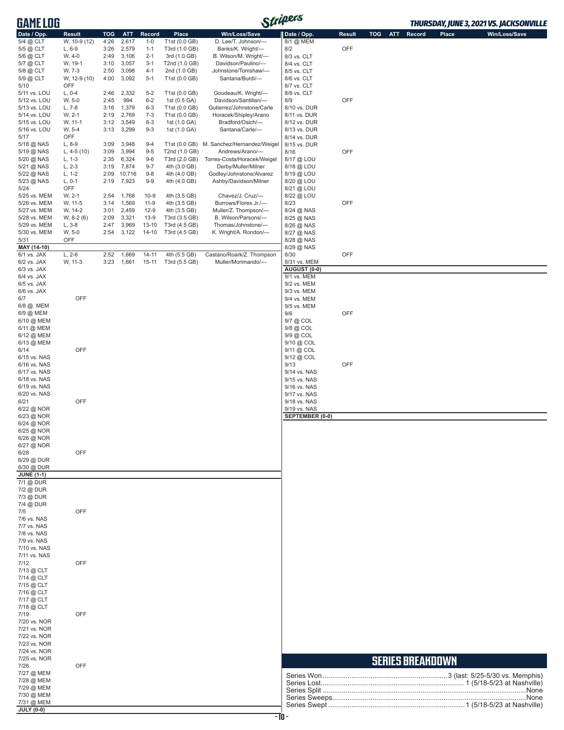# GAME LOG

*THURSDAY, JUNE 3, 2021 VS. JACKSONVILLE*

| Date / Opp. | Result | TOG | ATT | Record | Place | Win/Loss/Save |
|---|---|---|---|---|---|---|
| 5/4 @ CLT | W, 10-9 (12) | 4:26 | 2,617 | 1-0 | T1st (0.0 GB) | D. Lee/T. Johnson/--- |
| 5/5 @ CLT | L, 6-9 | 3:26 | 2,579 | 1-1 | T3rd (1.0 GB) | Banks/K. Wright/--- |
| 5/6 @ CLT | W, 4-0 | 2:49 | 3,106 | 2-1 | 3rd (1.0 GB) | B. Wilson/M. Wright/--- |
| 5/7 @ CLT | W, 19-1 | 3:10 | 3,057 | 3-1 | T2nd (1.0 GB) | Davidson/Paulino/--- |
| 5/8 @ CLT | W, 7-3 | 2:50 | 3,098 | 4-1 | 2nd (1.0 GB) | Johnstone/Tomshaw/--- |
| 5/9 @ CLT | W, 12-9 (10) | 4:00 | 3,092 | 5-1 | T1st (0.0 GB) | Santana/Burdi/--- |
| 5/10 | OFF | | | | | |
| 5/11 vs. LOU | L, 0-4 | 2:46 | 2,332 | 5-2 | T1st (0.0 GB) | Goudeau/K. Wright/--- |
| 5/12 vs. LOU | W, 5-0 | 2:45 | 994 | 6-2 | 1st (0.5 GA) | Davidson/Santillan/--- |
| 5/13 vs. LOU | L, 7-8 | 3:16 | 1,379 | 6-3 | T1st (0.0 GB) | Gutierrez/Johnstone/Carle |
| 5/14 vs. LOU | W, 2-1 | 2:19 | 2,769 | 7-3 | T1st (0.0 GB) | Horacek/Shipley/Arano |
| 5/15 vs. LOU | W, 11-1 | 3:12 | 3,549 | 8-3 | 1st (1.0 GA) | Bradford/Osich/--- |
| 5/16 vs. LOU | W, 5-4 | 3:13 | 3,299 | 9-3 | 1st (1.0 GA) | Santana/Carle/--- |
| 5/17 | OFF | | | | | |
| 5/18 @ NAS | L, 8-9 | 3:09 | 3,948 | 9-4 | T1st (0.0 GB) | M. Sanchez/Hernandez/Weigel |
| 5/19 @ NAS | L, 4-5 (10) | 3:09 | 3,994 | 9-5 | T2nd (1.0 GB) | Andrews/Arano/--- |
| 5/20 @ NAS | L, 1-3 | 2:35 | 6,324 | 9-6 | T3rd (2.0 GB) | Torres-Costa/Horacek/Weigel |
| 5/21 @ NAS | L, 2-3 | 3:19 | 7,874 | 9-7 | 4th (3.0 GB) | Derby/Muller/Milner |
| 5/22 @ NAS | L, 1-2 | 2:09 | 10,716 | 9-8 | 4th (4.0 GB) | Godley/Johnstone/Alvarez |
| 5/23 @ NAS | L, 0-1 | 2:19 | 7,923 | 9-9 | 4th (4.0 GB) | Ashby/Davidson/Milner |
| 5/24 | OFF | | | | | |
| 5/25 vs. MEM | W, 2-1 | 2:54 | 1,768 | 10-9 | 4th (3.5 GB) | Chavez/J. Cruz/--- |
| 5/26 vs. MEM | W, 11-5 | 3:14 | 1,569 | 11-9 | 4th (3.5 GB) | Burrows/Flores Jr./--- |
| 5/27 vs. MEM | W, 14-2 | 3:01 | 2,459 | 12-9 | 4th (3.5 GB) | Muller/Z. Thompson/--- |
| 5/28 vs. MEM | W, 8-2 (6) | 2:09 | 3,321 | 13-9 | T3rd (3.5 GB) | B. Wilson/Parsons/--- |
| 5/29 vs. MEM | L, 3-8 | 2:47 | 3,969 | 13-10 | T3rd (4.5 GB) | Thomas/Johnstone/--- |
| 5/30 vs. MEM | W, 5-0 | 2:54 | 3,122 | 14-10 | T3rd (4.5 GB) | K. Wright/A. Rondon/--- |
| 5/31 | OFF | | | | | |
| **MAY (14-10)** | | | | | | |
| 6/1 vs. JAX | L, 2-6 | 2:52 | 1,669 | 14-11 | 4th (5.5 GB) | Castano/Roark/Z. Thompson |
| 6/2 vs. JAX | W, 11-3 | 3:23 | 1,661 | 15-11 | T3rd (5.5 GB) | Muller/Morimando/--- |
| 6/3 vs. JAX | | | | | | |
| 6/4 vs. JAX | | | | | | |
| 6/5 vs. JAX | | | | | | |
| 6/6 vs. JAX | | | | | | |
| 6/7 | OFF | | | | | |
| 6/8 @. MEM | | | | | | |
| 6/9 @ MEM | | | | | | |
| 6/10 @ MEM | | | | | | |
| 6/11 @ MEM | | | | | | |
| 6/12 @ MEM | | | | | | |
| 6/13 @ MEM | | | | | | |
| 6/14 | OFF | | | | | |
| 6/15 vs. NAS | | | | | | |
| 6/16 vs. NAS | | | | | | |
| 6/17 vs. NAS | | | | | | |
| 6/18 vs. NAS | | | | | | |
| 6/19 vs. NAS | | | | | | |
| 6/20 vs. NAS | | | | | | |
| 6/21 | OFF | | | | | |
| 6/22 @ NOR | | | | | | |
| 6/23 @ NOR | | | | | | |
| 6/24 @ NOR | | | | | | |
| 6/25 @ NOR | | | | | | |
| 6/26 @ NOR | | | | | | |
| 6/27 @ NOR | | | | | | |
| 6/28 | OFF | | | | | |
| 6/29 @ DUR | | | | | | |
| 6/30 @ DUR | | | | | | |
| **JUNE (1-1)** | | | | | | |
| 7/1 @ DUR | | | | | | |
| 7/2 @ DUR | | | | | | |
| 7/3 @ DUR | | | | | | |
| 7/4 @ DUR | | | | | | |
| 7/5 | OFF | | | | | |
| 7/6 vs. NAS | | | | | | |
| 7/7 vs. NAS | | | | | | |
| 7/8 vs. NAS | | | | | | |
| 7/9 vs. NAS | | | | | | |
| 7/10 vs. NAS | | | | | | |
| 7/11 vs. NAS | | | | | | |
| 7/12 | OFF | | | | | |
| 7/13 @ CLT | | | | | | |
| 7/14 @ CLT | | | | | | |
| 7/15 @ CLT | | | | | | |
| 7/16 @ CLT | | | | | | |
| 7/17 @ CLT | | | | | | |
| 7/18 @ CLT | | | | | | |
| 7/19 | OFF | | | | | |
| 7/20 vs. NOR | | | | | | |
| 7/21 vs. NOR | | | | | | |
| 7/22 vs. NOR | | | | | | |
| 7/23 vs. NOR | | | | | | |
| 7/24 vs. NOR | | | | | | |
| 7/25 vs. NOR | | | | | | |
| 7/26 | OFF | | | | | |
| 7/27 @ MEM | | | | | | |
| 7/28 @ MEM | | | | | | |
| 7/29 @ MEM | | | | | | |
| 7/30 @ MEM | | | | | | |
| 7/31 @ MEM | | | | | | |
| **JULY (0-0)** | | | | | | |

| Date / Opp. | Result | TOG | ATT | Record | Place | Win/Loss/Save |
|---|---|---|---|---|---|---|
| 8/1 @ MEM | | | | | | |
| 8/2 | OFF | | | | | |
| 8/3 vs. CLT | | | | | | |
| 8/4 vs. CLT | | | | | | |
| 8/5 vs. CLT | | | | | | |
| 8/6 vs. CLT | | | | | | |
| 8/7 vs. CLT | | | | | | |
| 8/8 vs. CLT | | | | | | |
| 8/9 | OFF | | | | | |
| 8/10 vs. DUR | | | | | | |
| 8/11 vs. DUR | | | | | | |
| 8/12 vs. DUR | | | | | | |
| 8/13 vs. DUR | | | | | | |
| 8/14 vs. DUR | | | | | | |
| 8/15 vs. DUR | | | | | | |
| 8/16 | OFF | | | | | |
| 8/17 @ LOU | | | | | | |
| 8/18 @ LOU | | | | | | |
| 8/19 @ LOU | | | | | | |
| 8/20 @ LOU | | | | | | |
| 8/21 @ LOU | | | | | | |
| 8/22 @ LOU | | | | | | |
| 8/23 | OFF | | | | | |
| 8/24 @ NAS | | | | | | |
| 8/25 @ NAS | | | | | | |
| 8/26 @ NAS | | | | | | |
| 8/27 @ NAS | | | | | | |
| 8/28 @ NAS | | | | | | |
| 8/29 @ NAS | | | | | | |
| 8/30 | OFF | | | | | |
| 8/31 vs. MEM | | | | | | |
| **AUGUST (0-0)** | | | | | | |
| 9/1 vs. MEM | | | | | | |
| 9/2 vs. MEM | | | | | | |
| 9/3 vs. MEM | | | | | | |
| 9/4 vs. MEM | | | | | | |
| 9/5 vs. MEM | | | | | | |
| 9/6 | OFF | | | | | |
| 9/7 @ COL | | | | | | |
| 9/8 @ COL | | | | | | |
| 9/9 @ COL | | | | | | |
| 9/10 @ COL | | | | | | |
| 9/11 @ COL | | | | | | |
| 9/12 @ COL | | | | | | |
| 9/13 | OFF | | | | | |
| 9/14 vs. NAS | | | | | | |
| 9/15 vs. NAS | | | | | | |
| 9/16 vs. NAS | | | | | | |
| 9/17 vs. NAS | | | | | | |
| 9/18 vs. NAS | | | | | | |
| 9/19 vs. NAS | | | | | | |
| **SEPTEMBER (0-0)** | | | | | | |

## SERIES BREAKDOWN

Series Won....................3 (last: 5/25-5/30 vs. Memphis)
Series Lost....................1 (5/18-5/23 at Nashville)
Series Split....................None
Series Sweeps....................None
Series Swept....................1 (5/18-5/23 at Nashville)